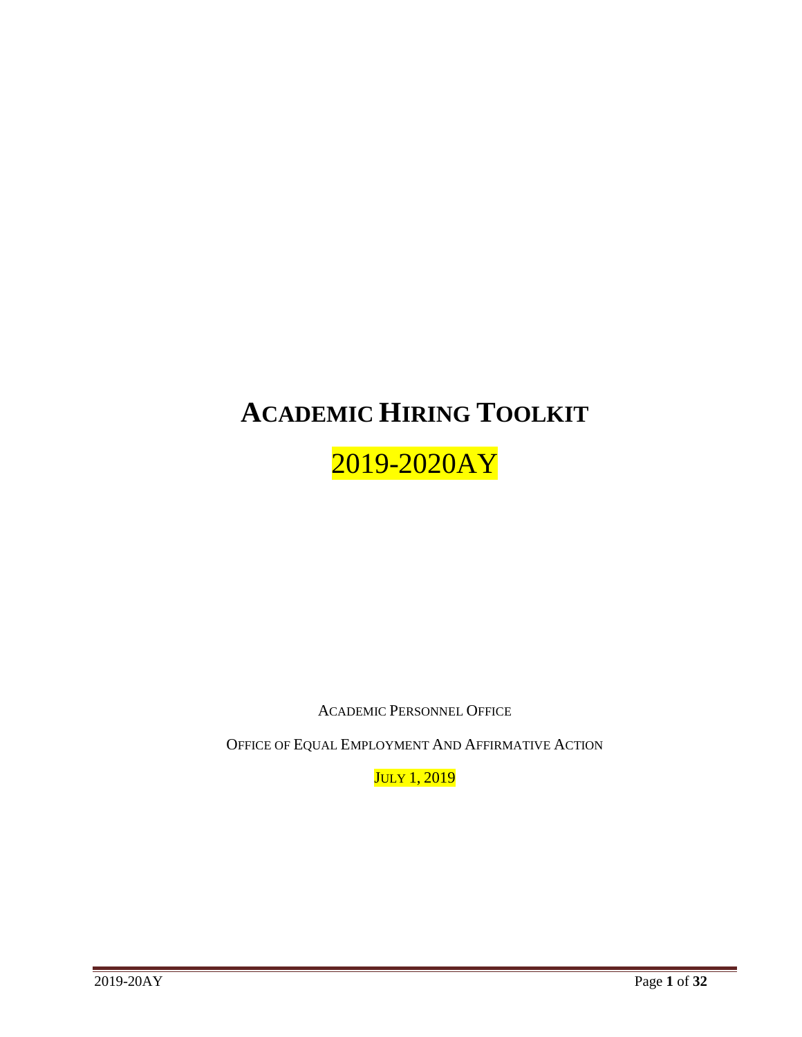# Academic Hiring Toolkit

## 2019-2020AY

Academic Personnel Office

Office of Equal Employment And Affirmative Action

July 1, 2019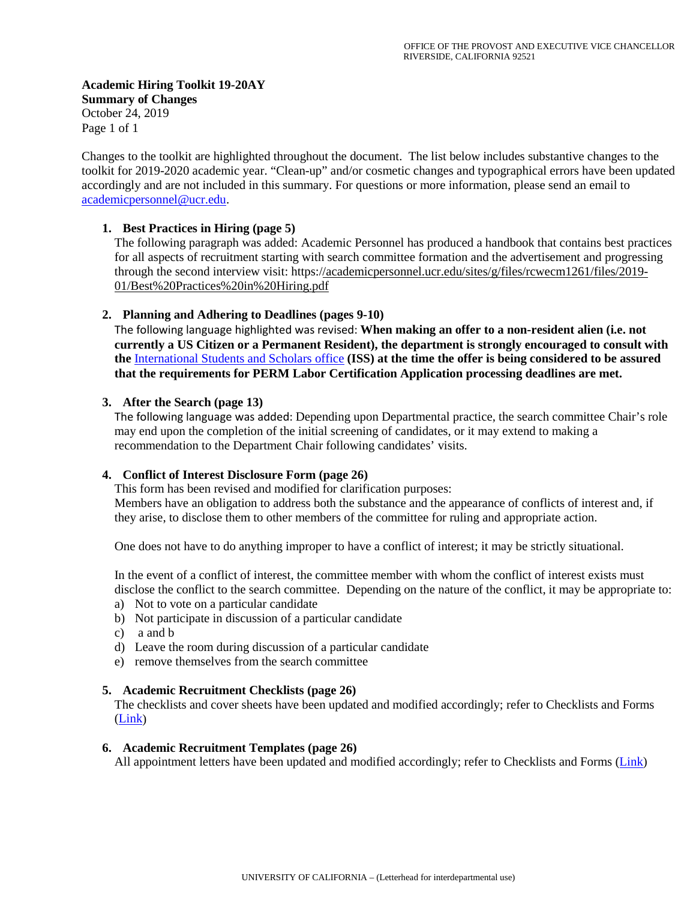OFFICE OF THE PROVOST AND EXECUTIVE VICE CHANCELLOR
RIVERSIDE, CALIFORNIA 92521

**Academic Hiring Toolkit 19-20AY**
**Summary of Changes**
October 24, 2019
Page 1 of 1

Changes to the toolkit are highlighted throughout the document. The list below includes substantive changes to the toolkit for 2019-2020 academic year. "Clean-up" and/or cosmetic changes and typographical errors have been updated accordingly and are not included in this summary. For questions or more information, please send an email to academicpersonnel@ucr.edu.

1. **Best Practices in Hiring (page 5)**
   The following paragraph was added: Academic Personnel has produced a handbook that contains best practices for all aspects of recruitment starting with search committee formation and the advertisement and progressing through the second interview visit: https://academicpersonnel.ucr.edu/sites/g/files/rcwecm1261/files/2019-01/Best%20Practices%20in%20Hiring.pdf

2. **Planning and Adhering to Deadlines (pages 9-10)**
   The following language highlighted was revised: **When making an offer to a non-resident alien (i.e. not currently a US Citizen or a Permanent Resident), the department is strongly encouraged to consult with the** International Students and Scholars office **(ISS) at the time the offer is being considered to be assured that the requirements for PERM Labor Certification Application processing deadlines are met.**

3. **After the Search (page 13)**
   The following language was added: Depending upon Departmental practice, the search committee Chair's role may end upon the completion of the initial screening of candidates, or it may extend to making a recommendation to the Department Chair following candidates' visits.

4. **Conflict of Interest Disclosure Form (page 26)**
   This form has been revised and modified for clarification purposes:
   Members have an obligation to address both the substance and the appearance of conflicts of interest and, if they arise, to disclose them to other members of the committee for ruling and appropriate action.

   One does not have to do anything improper to have a conflict of interest; it may be strictly situational.

   In the event of a conflict of interest, the committee member with whom the conflict of interest exists must disclose the conflict to the search committee. Depending on the nature of the conflict, it may be appropriate to:
   a) Not to vote on a particular candidate
   b) Not participate in discussion of a particular candidate
   c) a and b
   d) Leave the room during discussion of a particular candidate
   e) remove themselves from the search committee

5. **Academic Recruitment Checklists (page 26)**
   The checklists and cover sheets have been updated and modified accordingly; refer to Checklists and Forms (Link)

6. **Academic Recruitment Templates (page 26)**
   All appointment letters have been updated and modified accordingly; refer to Checklists and Forms (Link)

UNIVERSITY OF CALIFORNIA – (Letterhead for interdepartmental use)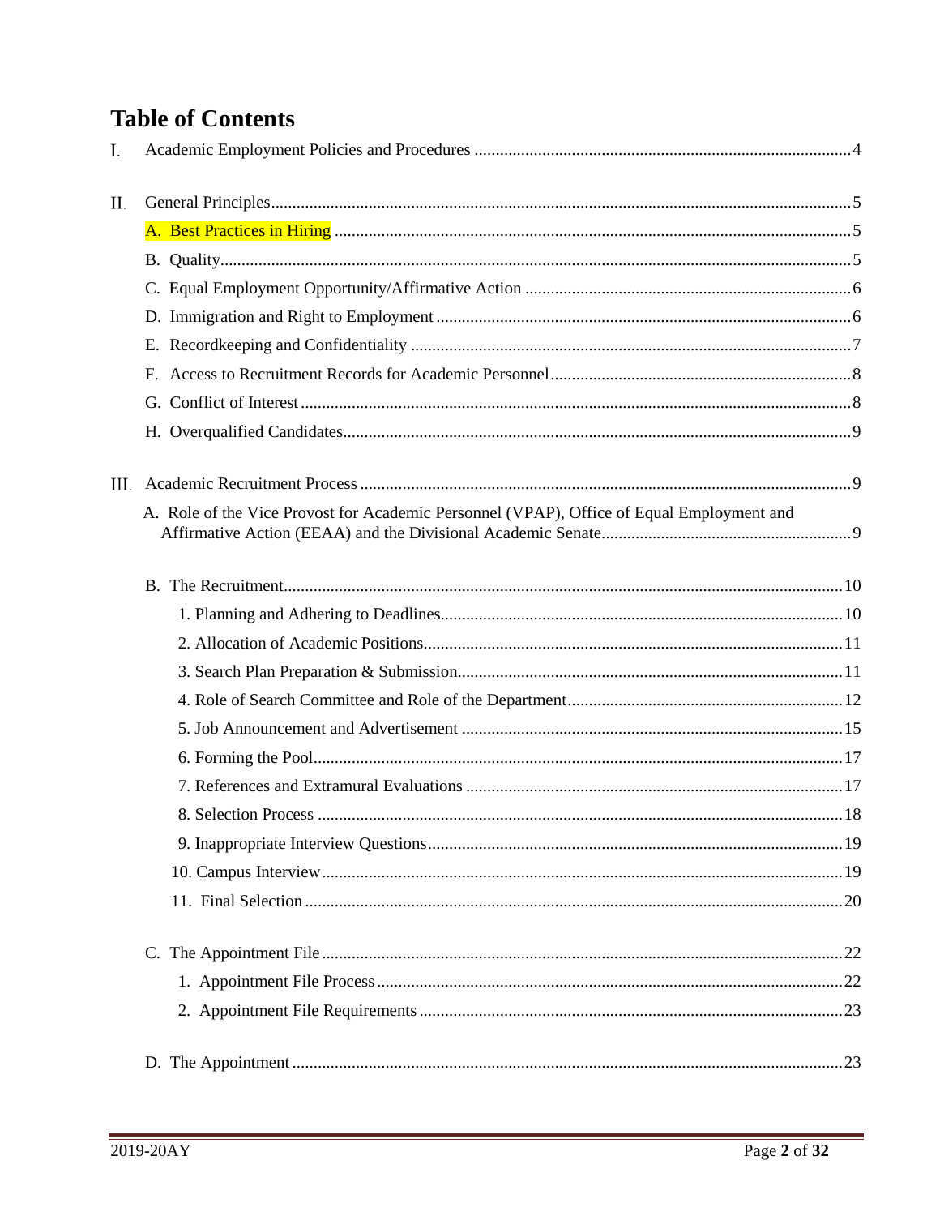# Table of Contents

I. Academic Employment Policies and Procedures ........................................................................4

II. General Principles........................................................................................................................5

- A. Best Practices in Hiring .........................................................................................................5
- B. Quality....................................................................................................................................5
- C. Equal Employment Opportunity/Affirmative Action ............................................................6
- D. Immigration and Right to Employment .................................................................................6
- E. Recordkeeping and Confidentiality .......................................................................................7
- F. Access to Recruitment Records for Academic Personnel.......................................................8
- G. Conflict of Interest .................................................................................................................8
- H. Overqualified Candidates.......................................................................................................9

III. Academic Recruitment Process ....................................................................................................9

- A. Role of the Vice Provost for Academic Personnel (VPAP), Office of Equal Employment and Affirmative Action (EEAA) and the Divisional Academic Senate............................................................9
- B. The Recruitment...................................................................................................................10
  - 1. Planning and Adhering to Deadlines..............................................................................10
  - 2. Allocation of Academic Positions..................................................................................11
  - 3. Search Plan Preparation & Submission..........................................................................11
  - 4. Role of Search Committee and Role of the Department.................................................12
  - 5. Job Announcement and Advertisement .........................................................................15
  - 6. Forming the Pool............................................................................................................17
  - 7. References and Extramural Evaluations ........................................................................17
  - 8. Selection Process ...........................................................................................................18
  - 9. Inappropriate Interview Questions.................................................................................19
  - 10. Campus Interview..........................................................................................................19
  - 11. Final Selection ..............................................................................................................20
- C. The Appointment File .........................................................................................................22
  - 1. Appointment File Process .............................................................................................22
  - 2. Appointment File Requirements ...................................................................................23
- D. The Appointment .................................................................................................................23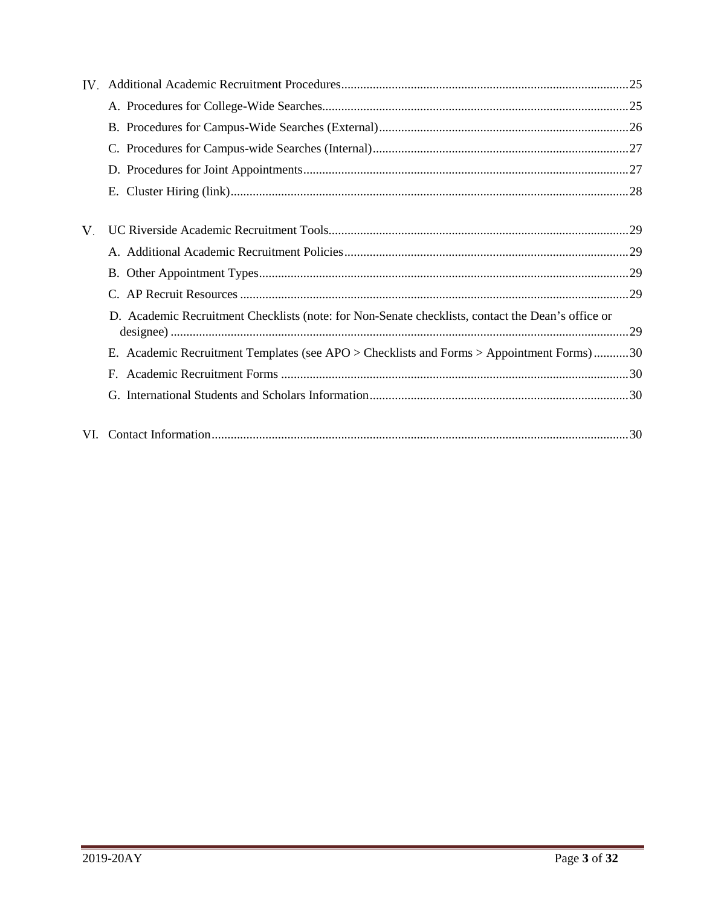IV. Additional Academic Recruitment Procedures .......... 25

- A. Procedures for College-Wide Searches .......... 25
- B. Procedures for Campus-Wide Searches (External) .......... 26
- C. Procedures for Campus-wide Searches (Internal) .......... 27
- D. Procedures for Joint Appointments .......... 27
- E. Cluster Hiring (link) .......... 28

V. UC Riverside Academic Recruitment Tools .......... 29

- A. Additional Academic Recruitment Policies .......... 29
- B. Other Appointment Types .......... 29
- C. AP Recruit Resources .......... 29
- D. Academic Recruitment Checklists (note: for Non-Senate checklists, contact the Dean's office or designee) .......... 29
- E. Academic Recruitment Templates (see APO > Checklists and Forms > Appointment Forms) .......... 30
- F. Academic Recruitment Forms .......... 30
- G. International Students and Scholars Information .......... 30

VI. Contact Information .......... 30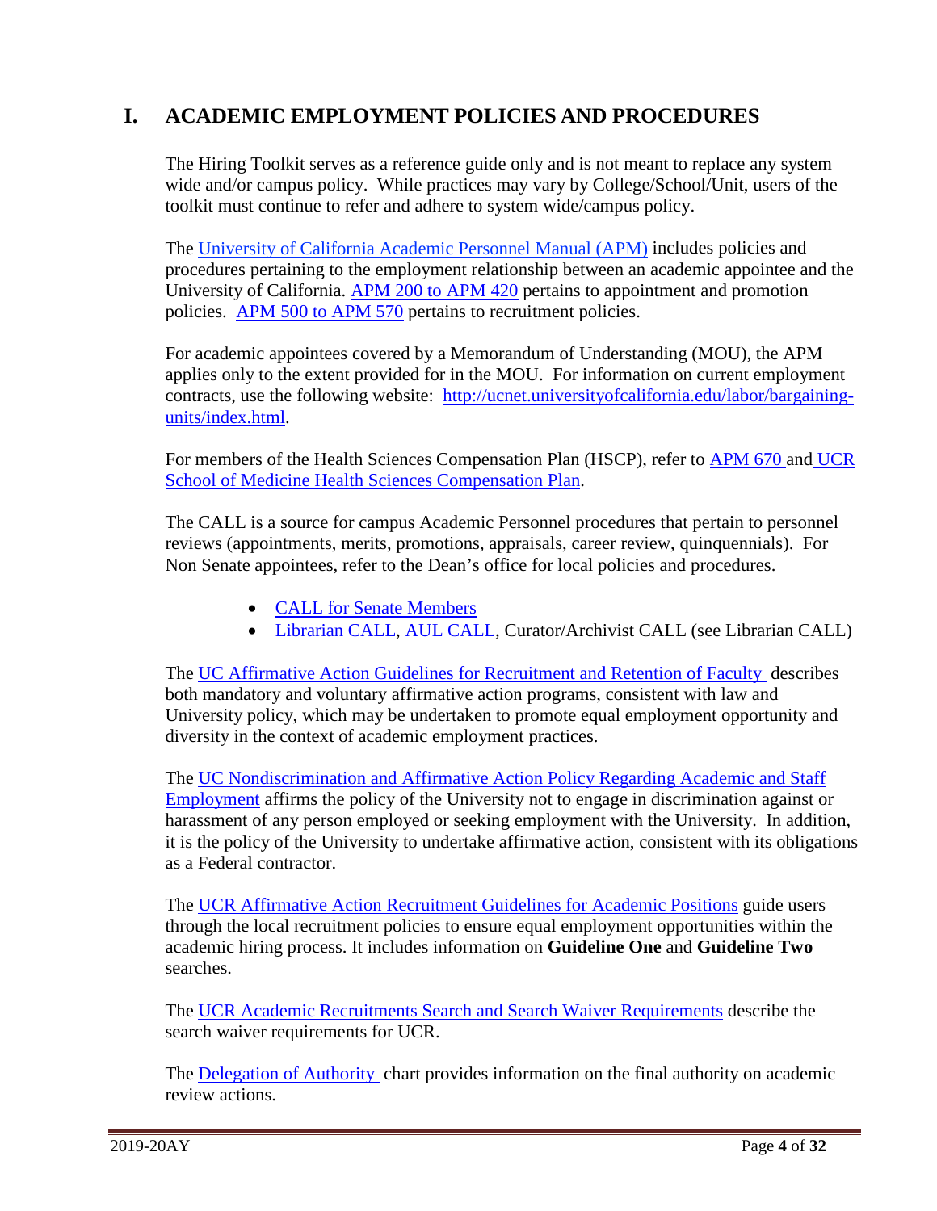# I. ACADEMIC EMPLOYMENT POLICIES AND PROCEDURES

The Hiring Toolkit serves as a reference guide only and is not meant to replace any system wide and/or campus policy. While practices may vary by College/School/Unit, users of the toolkit must continue to refer and adhere to system wide/campus policy.

The [University of California Academic Personnel Manual (APM)]() includes policies and procedures pertaining to the employment relationship between an academic appointee and the University of California. [APM 200 to APM 420]() pertains to appointment and promotion policies. [APM 500 to APM 570]() pertains to recruitment policies.

For academic appointees covered by a Memorandum of Understanding (MOU), the APM applies only to the extent provided for in the MOU. For information on current employment contracts, use the following website: [http://ucnet.universityofcalifornia.edu/labor/bargaining-units/index.html](http://ucnet.universityofcalifornia.edu/labor/bargaining-units/index.html).

For members of the Health Sciences Compensation Plan (HSCP), refer to [APM 670]() and [UCR School of Medicine Health Sciences Compensation Plan]().

The CALL is a source for campus Academic Personnel procedures that pertain to personnel reviews (appointments, merits, promotions, appraisals, career review, quinquennials). For Non Senate appointees, refer to the Dean's office for local policies and procedures.

- [CALL for Senate Members]()
- [Librarian CALL](), [AUL CALL](), Curator/Archivist CALL (see Librarian CALL)

The [UC Affirmative Action Guidelines for Recruitment and Retention of Faculty]() describes both mandatory and voluntary affirmative action programs, consistent with law and University policy, which may be undertaken to promote equal employment opportunity and diversity in the context of academic employment practices.

The [UC Nondiscrimination and Affirmative Action Policy Regarding Academic and Staff Employment]() affirms the policy of the University not to engage in discrimination against or harassment of any person employed or seeking employment with the University. In addition, it is the policy of the University to undertake affirmative action, consistent with its obligations as a Federal contractor.

The [UCR Affirmative Action Recruitment Guidelines for Academic Positions]() guide users through the local recruitment policies to ensure equal employment opportunities within the academic hiring process. It includes information on **Guideline One** and **Guideline Two** searches.

The [UCR Academic Recruitments Search and Search Waiver Requirements]() describe the search waiver requirements for UCR.

The [Delegation of Authority]() chart provides information on the final authority on academic review actions.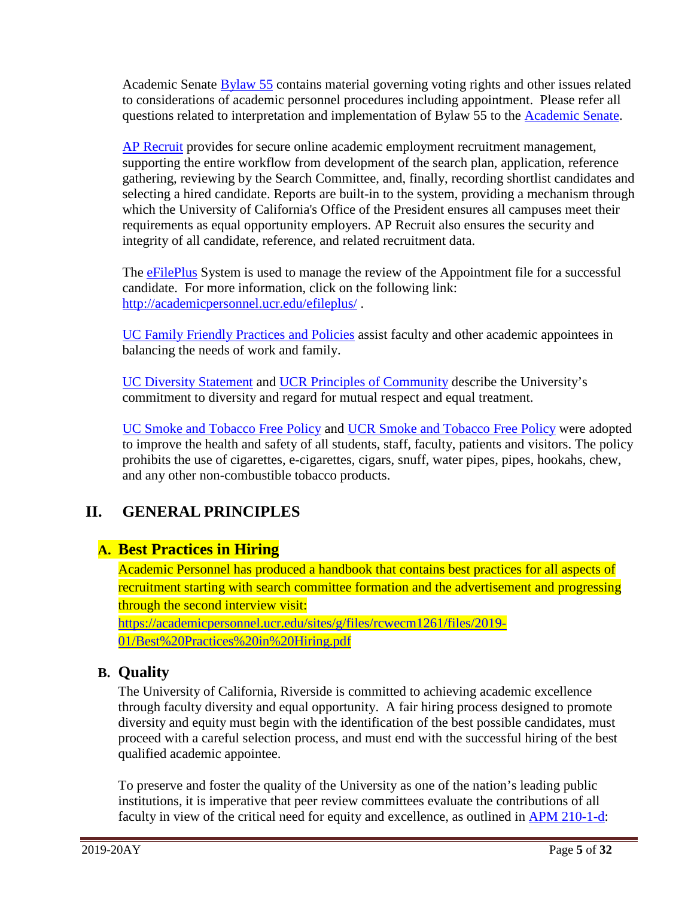Academic Senate [Bylaw 55](Bylaw 55) contains material governing voting rights and other issues related to considerations of academic personnel procedures including appointment. Please refer all questions related to interpretation and implementation of Bylaw 55 to the Academic Senate.

AP Recruit provides for secure online academic employment recruitment management, supporting the entire workflow from development of the search plan, application, reference gathering, reviewing by the Search Committee, and, finally, recording shortlist candidates and selecting a hired candidate. Reports are built-in to the system, providing a mechanism through which the University of California's Office of the President ensures all campuses meet their requirements as equal opportunity employers. AP Recruit also ensures the security and integrity of all candidate, reference, and related recruitment data.

The eFilePlus System is used to manage the review of the Appointment file for a successful candidate. For more information, click on the following link: http://academicpersonnel.ucr.edu/efileplus/ .

UC Family Friendly Practices and Policies assist faculty and other academic appointees in balancing the needs of work and family.

UC Diversity Statement and UCR Principles of Community describe the University's commitment to diversity and regard for mutual respect and equal treatment.

UC Smoke and Tobacco Free Policy and UCR Smoke and Tobacco Free Policy were adopted to improve the health and safety of all students, staff, faculty, patients and visitors. The policy prohibits the use of cigarettes, e-cigarettes, cigars, snuff, water pipes, pipes, hookahs, chew, and any other non-combustible tobacco products.

# II. GENERAL PRINCIPLES

## A. Best Practices in Hiring

Academic Personnel has produced a handbook that contains best practices for all aspects of recruitment starting with search committee formation and the advertisement and progressing through the second interview visit: https://academicpersonnel.ucr.edu/sites/g/files/rcwecm1261/files/2019-01/Best%20Practices%20in%20Hiring.pdf

## B. Quality

The University of California, Riverside is committed to achieving academic excellence through faculty diversity and equal opportunity. A fair hiring process designed to promote diversity and equity must begin with the identification of the best possible candidates, must proceed with a careful selection process, and must end with the successful hiring of the best qualified academic appointee.

To preserve and foster the quality of the University as one of the nation's leading public institutions, it is imperative that peer review committees evaluate the contributions of all faculty in view of the critical need for equity and excellence, as outlined in APM 210-1-d: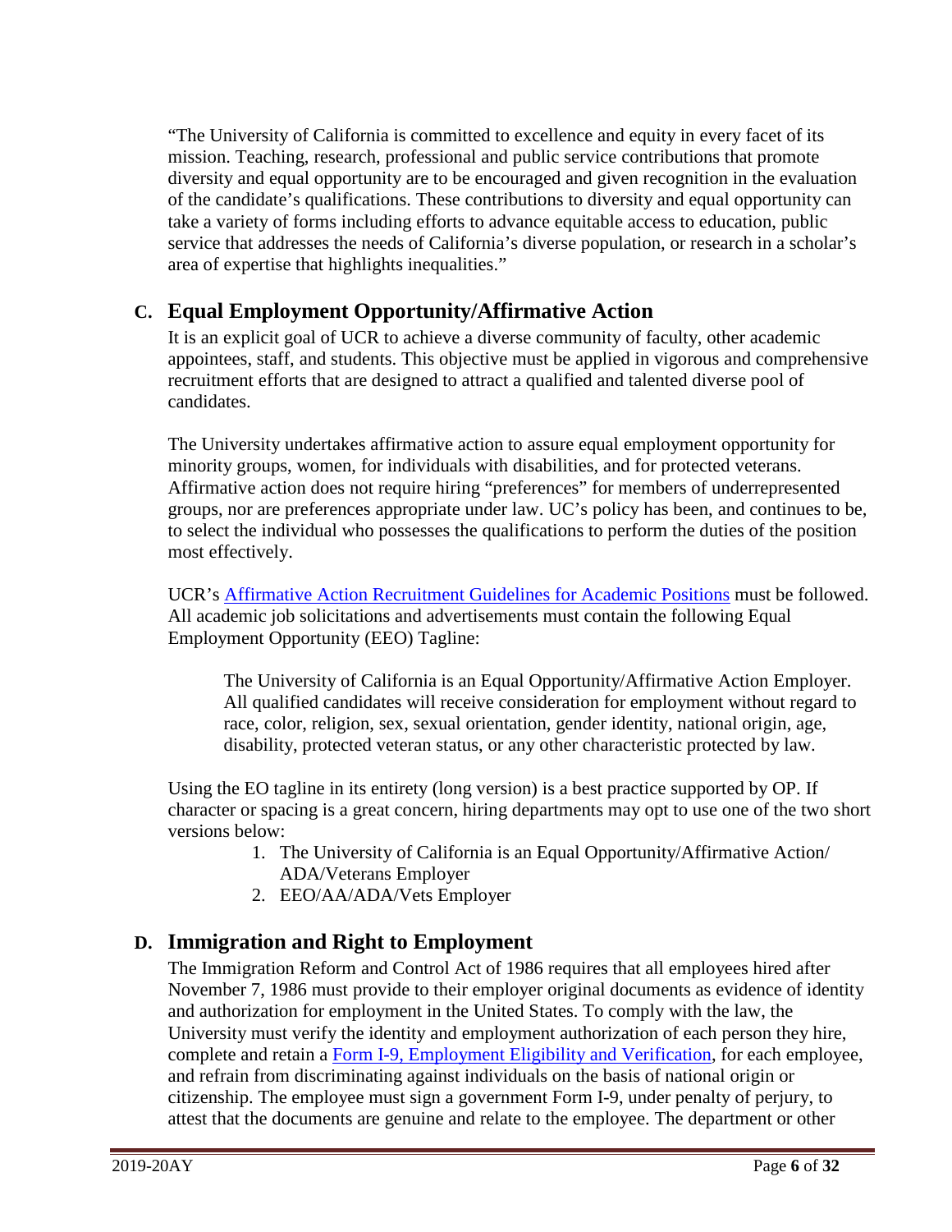"The University of California is committed to excellence and equity in every facet of its mission. Teaching, research, professional and public service contributions that promote diversity and equal opportunity are to be encouraged and given recognition in the evaluation of the candidate's qualifications. These contributions to diversity and equal opportunity can take a variety of forms including efforts to advance equitable access to education, public service that addresses the needs of California's diverse population, or research in a scholar's area of expertise that highlights inequalities."

## C. Equal Employment Opportunity/Affirmative Action

It is an explicit goal of UCR to achieve a diverse community of faculty, other academic appointees, staff, and students. This objective must be applied in vigorous and comprehensive recruitment efforts that are designed to attract a qualified and talented diverse pool of candidates.

The University undertakes affirmative action to assure equal employment opportunity for minority groups, women, for individuals with disabilities, and for protected veterans. Affirmative action does not require hiring "preferences" for members of underrepresented groups, nor are preferences appropriate under law. UC's policy has been, and continues to be, to select the individual who possesses the qualifications to perform the duties of the position most effectively.

UCR's Affirmative Action Recruitment Guidelines for Academic Positions must be followed. All academic job solicitations and advertisements must contain the following Equal Employment Opportunity (EEO) Tagline:

> The University of California is an Equal Opportunity/Affirmative Action Employer. All qualified candidates will receive consideration for employment without regard to race, color, religion, sex, sexual orientation, gender identity, national origin, age, disability, protected veteran status, or any other characteristic protected by law.

Using the EO tagline in its entirety (long version) is a best practice supported by OP. If character or spacing is a great concern, hiring departments may opt to use one of the two short versions below:

1. The University of California is an Equal Opportunity/Affirmative Action/ ADA/Veterans Employer
2. EEO/AA/ADA/Vets Employer

## D. Immigration and Right to Employment

The Immigration Reform and Control Act of 1986 requires that all employees hired after November 7, 1986 must provide to their employer original documents as evidence of identity and authorization for employment in the United States. To comply with the law, the University must verify the identity and employment authorization of each person they hire, complete and retain a Form I-9, Employment Eligibility and Verification, for each employee, and refrain from discriminating against individuals on the basis of national origin or citizenship. The employee must sign a government Form I-9, under penalty of perjury, to attest that the documents are genuine and relate to the employee. The department or other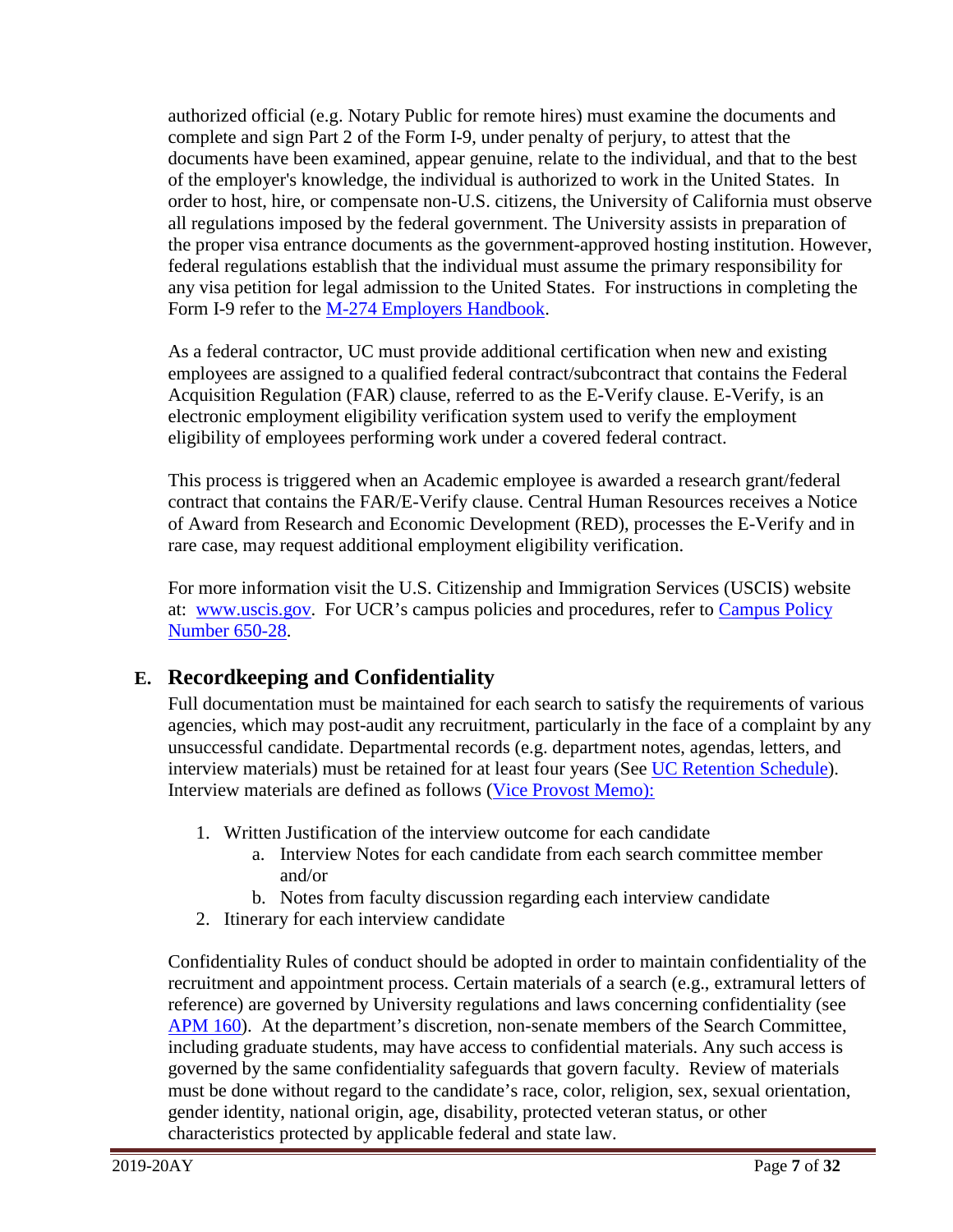authorized official (e.g. Notary Public for remote hires) must examine the documents and complete and sign Part 2 of the Form I-9, under penalty of perjury, to attest that the documents have been examined, appear genuine, relate to the individual, and that to the best of the employer's knowledge, the individual is authorized to work in the United States. In order to host, hire, or compensate non-U.S. citizens, the University of California must observe all regulations imposed by the federal government. The University assists in preparation of the proper visa entrance documents as the government-approved hosting institution. However, federal regulations establish that the individual must assume the primary responsibility for any visa petition for legal admission to the United States. For instructions in completing the Form I-9 refer to the [M-274 Employers Handbook](#).

As a federal contractor, UC must provide additional certification when new and existing employees are assigned to a qualified federal contract/subcontract that contains the Federal Acquisition Regulation (FAR) clause, referred to as the E-Verify clause. E-Verify, is an electronic employment eligibility verification system used to verify the employment eligibility of employees performing work under a covered federal contract.

This process is triggered when an Academic employee is awarded a research grant/federal contract that contains the FAR/E-Verify clause. Central Human Resources receives a Notice of Award from Research and Economic Development (RED), processes the E-Verify and in rare case, may request additional employment eligibility verification.

For more information visit the U.S. Citizenship and Immigration Services (USCIS) website at: [www.uscis.gov](#). For UCR's campus policies and procedures, refer to [Campus Policy Number 650-28](#).

## E. Recordkeeping and Confidentiality

Full documentation must be maintained for each search to satisfy the requirements of various agencies, which may post-audit any recruitment, particularly in the face of a complaint by any unsuccessful candidate. Departmental records (e.g. department notes, agendas, letters, and interview materials) must be retained for at least four years (See [UC Retention Schedule](#)). Interview materials are defined as follows ([Vice Provost Memo):](#)

1. Written Justification of the interview outcome for each candidate
   a. Interview Notes for each candidate from each search committee member and/or
   b. Notes from faculty discussion regarding each interview candidate
2. Itinerary for each interview candidate

Confidentiality Rules of conduct should be adopted in order to maintain confidentiality of the recruitment and appointment process. Certain materials of a search (e.g., extramural letters of reference) are governed by University regulations and laws concerning confidentiality (see [APM 160](#)). At the department's discretion, non-senate members of the Search Committee, including graduate students, may have access to confidential materials. Any such access is governed by the same confidentiality safeguards that govern faculty. Review of materials must be done without regard to the candidate's race, color, religion, sex, sexual orientation, gender identity, national origin, age, disability, protected veteran status, or other characteristics protected by applicable federal and state law.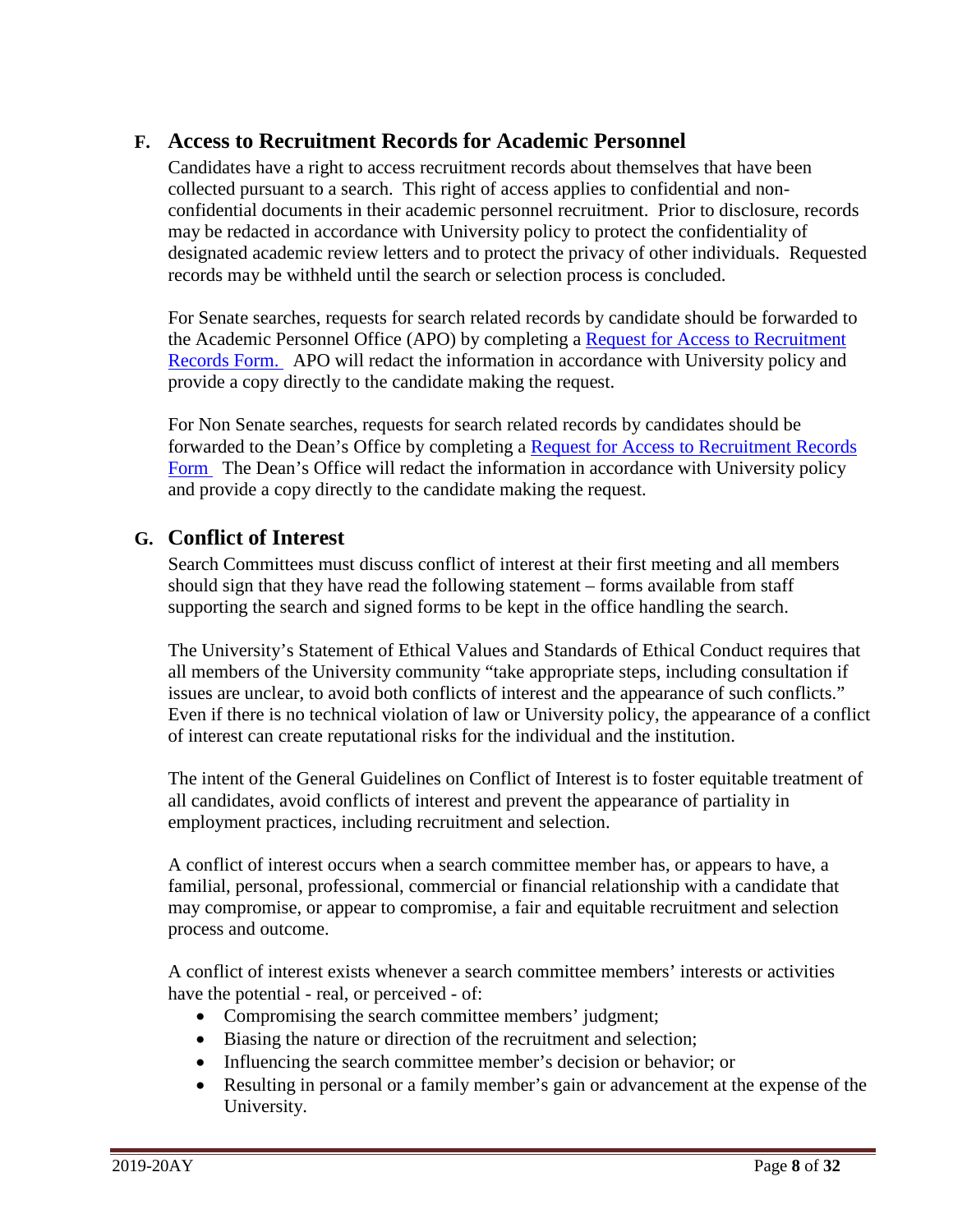## F. Access to Recruitment Records for Academic Personnel

Candidates have a right to access recruitment records about themselves that have been collected pursuant to a search. This right of access applies to confidential and non-confidential documents in their academic personnel recruitment. Prior to disclosure, records may be redacted in accordance with University policy to protect the confidentiality of designated academic review letters and to protect the privacy of other individuals. Requested records may be withheld until the search or selection process is concluded.

For Senate searches, requests for search related records by candidate should be forwarded to the Academic Personnel Office (APO) by completing a Request for Access to Recruitment Records Form. APO will redact the information in accordance with University policy and provide a copy directly to the candidate making the request.

For Non Senate searches, requests for search related records by candidates should be forwarded to the Dean's Office by completing a Request for Access to Recruitment Records Form The Dean's Office will redact the information in accordance with University policy and provide a copy directly to the candidate making the request.

## G. Conflict of Interest

Search Committees must discuss conflict of interest at their first meeting and all members should sign that they have read the following statement – forms available from staff supporting the search and signed forms to be kept in the office handling the search.

The University's Statement of Ethical Values and Standards of Ethical Conduct requires that all members of the University community "take appropriate steps, including consultation if issues are unclear, to avoid both conflicts of interest and the appearance of such conflicts." Even if there is no technical violation of law or University policy, the appearance of a conflict of interest can create reputational risks for the individual and the institution.

The intent of the General Guidelines on Conflict of Interest is to foster equitable treatment of all candidates, avoid conflicts of interest and prevent the appearance of partiality in employment practices, including recruitment and selection.

A conflict of interest occurs when a search committee member has, or appears to have, a familial, personal, professional, commercial or financial relationship with a candidate that may compromise, or appear to compromise, a fair and equitable recruitment and selection process and outcome.

A conflict of interest exists whenever a search committee members' interests or activities have the potential - real, or perceived - of:

- Compromising the search committee members' judgment;
- Biasing the nature or direction of the recruitment and selection;
- Influencing the search committee member's decision or behavior; or
- Resulting in personal or a family member's gain or advancement at the expense of the University.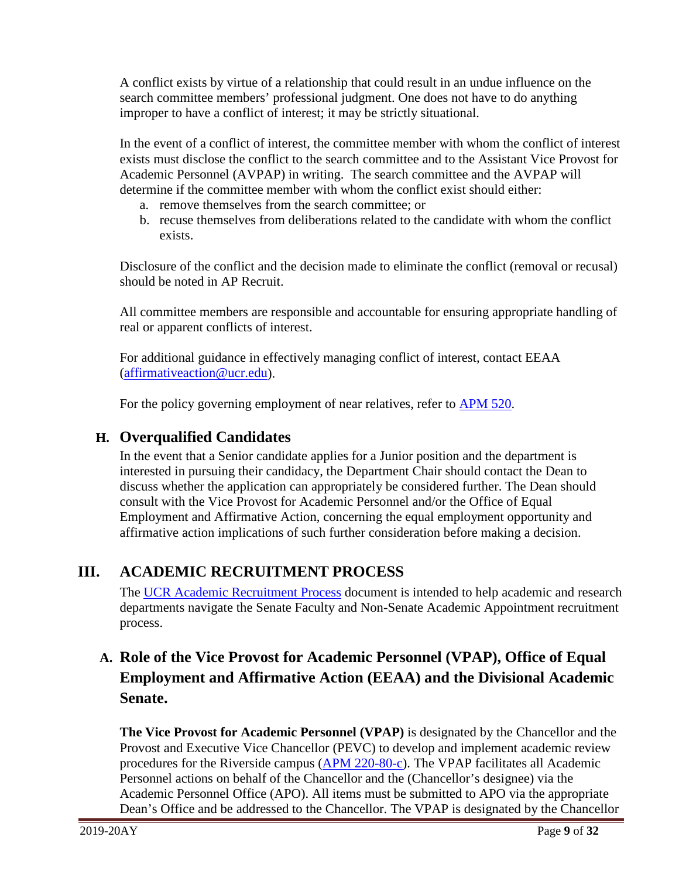A conflict exists by virtue of a relationship that could result in an undue influence on the search committee members' professional judgment. One does not have to do anything improper to have a conflict of interest; it may be strictly situational.

In the event of a conflict of interest, the committee member with whom the conflict of interest exists must disclose the conflict to the search committee and to the Assistant Vice Provost for Academic Personnel (AVPAP) in writing. The search committee and the AVPAP will determine if the committee member with whom the conflict exist should either:

a. remove themselves from the search committee; or
b. recuse themselves from deliberations related to the candidate with whom the conflict exists.

Disclosure of the conflict and the decision made to eliminate the conflict (removal or recusal) should be noted in AP Recruit.

All committee members are responsible and accountable for ensuring appropriate handling of real or apparent conflicts of interest.

For additional guidance in effectively managing conflict of interest, contact EEAA (affirmativeaction@ucr.edu).

For the policy governing employment of near relatives, refer to APM 520.

### H. Overqualified Candidates

In the event that a Senior candidate applies for a Junior position and the department is interested in pursuing their candidacy, the Department Chair should contact the Dean to discuss whether the application can appropriately be considered further. The Dean should consult with the Vice Provost for Academic Personnel and/or the Office of Equal Employment and Affirmative Action, concerning the equal employment opportunity and affirmative action implications of such further consideration before making a decision.

## III. ACADEMIC RECRUITMENT PROCESS

The UCR Academic Recruitment Process document is intended to help academic and research departments navigate the Senate Faculty and Non-Senate Academic Appointment recruitment process.

### A. Role of the Vice Provost for Academic Personnel (VPAP), Office of Equal Employment and Affirmative Action (EEAA) and the Divisional Academic Senate.

**The Vice Provost for Academic Personnel (VPAP)** is designated by the Chancellor and the Provost and Executive Vice Chancellor (PEVC) to develop and implement academic review procedures for the Riverside campus (APM 220-80-c). The VPAP facilitates all Academic Personnel actions on behalf of the Chancellor and the (Chancellor's designee) via the Academic Personnel Office (APO). All items must be submitted to APO via the appropriate Dean's Office and be addressed to the Chancellor. The VPAP is designated by the Chancellor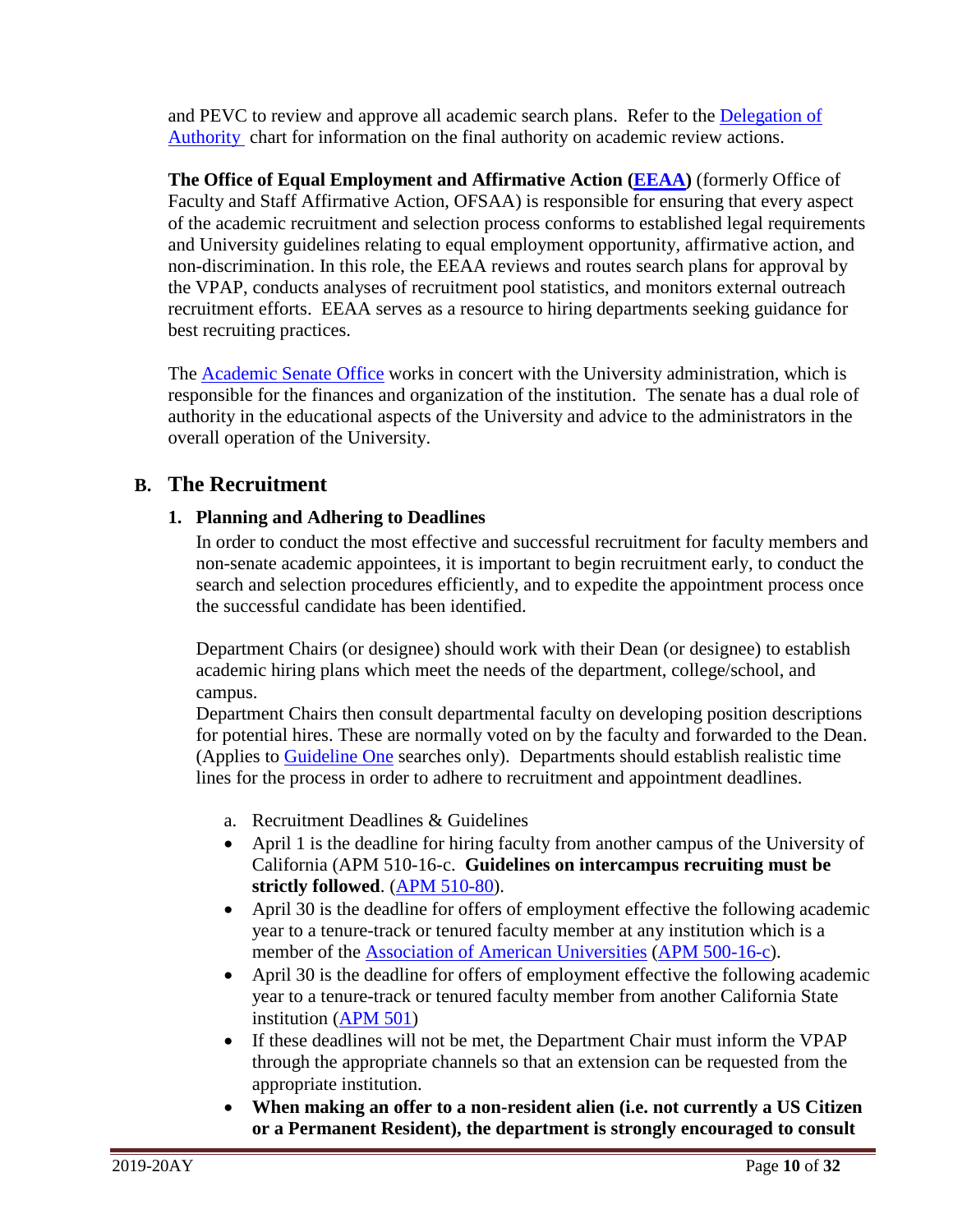and PEVC to review and approve all academic search plans. Refer to the Delegation of Authority chart for information on the final authority on academic review actions.

**The Office of Equal Employment and Affirmative Action (EEAA)** (formerly Office of Faculty and Staff Affirmative Action, OFSAA) is responsible for ensuring that every aspect of the academic recruitment and selection process conforms to established legal requirements and University guidelines relating to equal employment opportunity, affirmative action, and non-discrimination. In this role, the EEAA reviews and routes search plans for approval by the VPAP, conducts analyses of recruitment pool statistics, and monitors external outreach recruitment efforts. EEAA serves as a resource to hiring departments seeking guidance for best recruiting practices.

The Academic Senate Office works in concert with the University administration, which is responsible for the finances and organization of the institution. The senate has a dual role of authority in the educational aspects of the University and advice to the administrators in the overall operation of the University.

## B. The Recruitment

### 1. Planning and Adhering to Deadlines

In order to conduct the most effective and successful recruitment for faculty members and non-senate academic appointees, it is important to begin recruitment early, to conduct the search and selection procedures efficiently, and to expedite the appointment process once the successful candidate has been identified.

Department Chairs (or designee) should work with their Dean (or designee) to establish academic hiring plans which meet the needs of the department, college/school, and campus.

Department Chairs then consult departmental faculty on developing position descriptions for potential hires. These are normally voted on by the faculty and forwarded to the Dean. (Applies to Guideline One searches only). Departments should establish realistic time lines for the process in order to adhere to recruitment and appointment deadlines.

a. Recruitment Deadlines & Guidelines

- April 1 is the deadline for hiring faculty from another campus of the University of California (APM 510-16-c. **Guidelines on intercampus recruiting must be strictly followed**. (APM 510-80).
- April 30 is the deadline for offers of employment effective the following academic year to a tenure-track or tenured faculty member at any institution which is a member of the Association of American Universities (APM 500-16-c).
- April 30 is the deadline for offers of employment effective the following academic year to a tenure-track or tenured faculty member from another California State institution (APM 501)
- If these deadlines will not be met, the Department Chair must inform the VPAP through the appropriate channels so that an extension can be requested from the appropriate institution.
- **When making an offer to a non-resident alien (i.e. not currently a US Citizen or a Permanent Resident), the department is strongly encouraged to consult**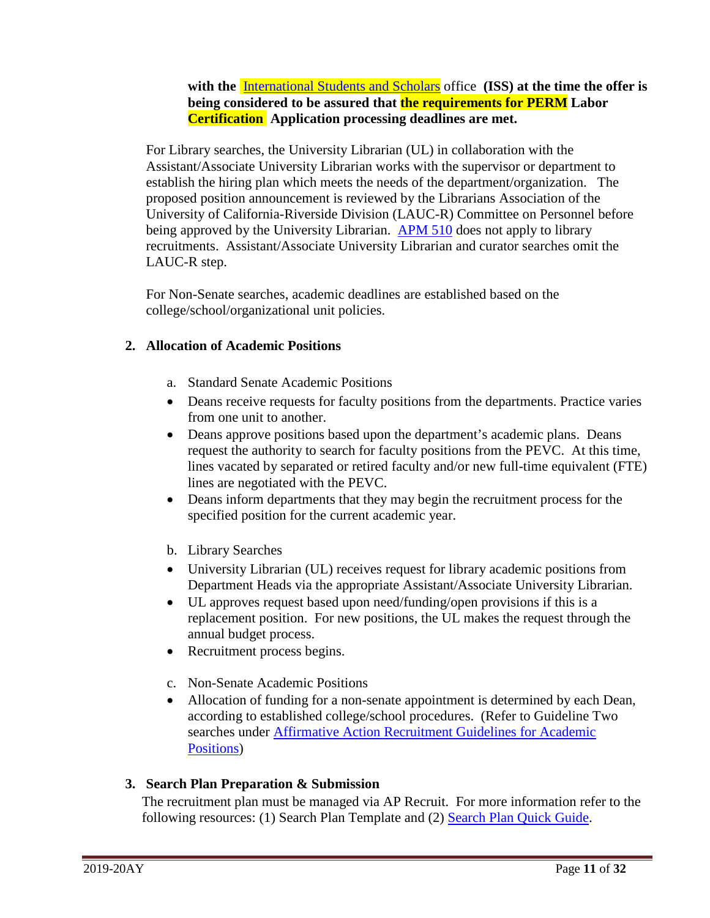**with the International Students and Scholars office (ISS) at the time the offer is being considered to be assured that the requirements for PERM Labor Certification Application processing deadlines are met.**

For Library searches, the University Librarian (UL) in collaboration with the Assistant/Associate University Librarian works with the supervisor or department to establish the hiring plan which meets the needs of the department/organization. The proposed position announcement is reviewed by the Librarians Association of the University of California-Riverside Division (LAUC-R) Committee on Personnel before being approved by the University Librarian. APM 510 does not apply to library recruitments. Assistant/Associate University Librarian and curator searches omit the LAUC-R step.

For Non-Senate searches, academic deadlines are established based on the college/school/organizational unit policies.

### 2. Allocation of Academic Positions

a. Standard Senate Academic Positions

- Deans receive requests for faculty positions from the departments. Practice varies from one unit to another.
- Deans approve positions based upon the department's academic plans. Deans request the authority to search for faculty positions from the PEVC. At this time, lines vacated by separated or retired faculty and/or new full-time equivalent (FTE) lines are negotiated with the PEVC.
- Deans inform departments that they may begin the recruitment process for the specified position for the current academic year.

b. Library Searches

- University Librarian (UL) receives request for library academic positions from Department Heads via the appropriate Assistant/Associate University Librarian.
- UL approves request based upon need/funding/open provisions if this is a replacement position. For new positions, the UL makes the request through the annual budget process.
- Recruitment process begins.

c. Non-Senate Academic Positions

- Allocation of funding for a non-senate appointment is determined by each Dean, according to established college/school procedures. (Refer to Guideline Two searches under Affirmative Action Recruitment Guidelines for Academic Positions)

### 3. Search Plan Preparation & Submission

The recruitment plan must be managed via AP Recruit. For more information refer to the following resources: (1) Search Plan Template and (2) Search Plan Quick Guide.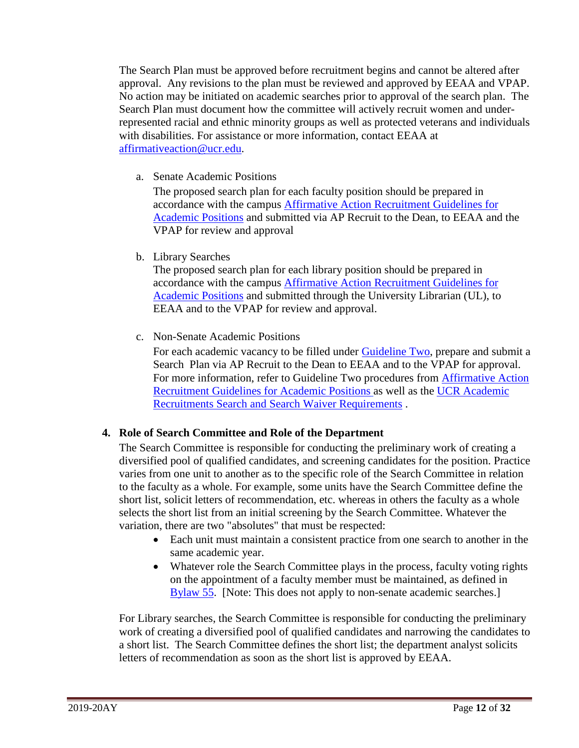The Search Plan must be approved before recruitment begins and cannot be altered after approval. Any revisions to the plan must be reviewed and approved by EEAA and VPAP. No action may be initiated on academic searches prior to approval of the search plan. The Search Plan must document how the committee will actively recruit women and under-represented racial and ethnic minority groups as well as protected veterans and individuals with disabilities. For assistance or more information, contact EEAA at affirmativeaction@ucr.edu.

a. Senate Academic Positions

   The proposed search plan for each faculty position should be prepared in accordance with the campus Affirmative Action Recruitment Guidelines for Academic Positions and submitted via AP Recruit to the Dean, to EEAA and the VPAP for review and approval

b. Library Searches

   The proposed search plan for each library position should be prepared in accordance with the campus Affirmative Action Recruitment Guidelines for Academic Positions and submitted through the University Librarian (UL), to EEAA and to the VPAP for review and approval.

c. Non-Senate Academic Positions

   For each academic vacancy to be filled under Guideline Two, prepare and submit a Search Plan via AP Recruit to the Dean to EEAA and to the VPAP for approval. For more information, refer to Guideline Two procedures from Affirmative Action Recruitment Guidelines for Academic Positions as well as the UCR Academic Recruitments Search and Search Waiver Requirements .

## 4. Role of Search Committee and Role of the Department

The Search Committee is responsible for conducting the preliminary work of creating a diversified pool of qualified candidates, and screening candidates for the position. Practice varies from one unit to another as to the specific role of the Search Committee in relation to the faculty as a whole. For example, some units have the Search Committee define the short list, solicit letters of recommendation, etc. whereas in others the faculty as a whole selects the short list from an initial screening by the Search Committee. Whatever the variation, there are two "absolutes" that must be respected:

- Each unit must maintain a consistent practice from one search to another in the same academic year.
- Whatever role the Search Committee plays in the process, faculty voting rights on the appointment of a faculty member must be maintained, as defined in Bylaw 55. [Note: This does not apply to non-senate academic searches.]

For Library searches, the Search Committee is responsible for conducting the preliminary work of creating a diversified pool of qualified candidates and narrowing the candidates to a short list. The Search Committee defines the short list; the department analyst solicits letters of recommendation as soon as the short list is approved by EEAA.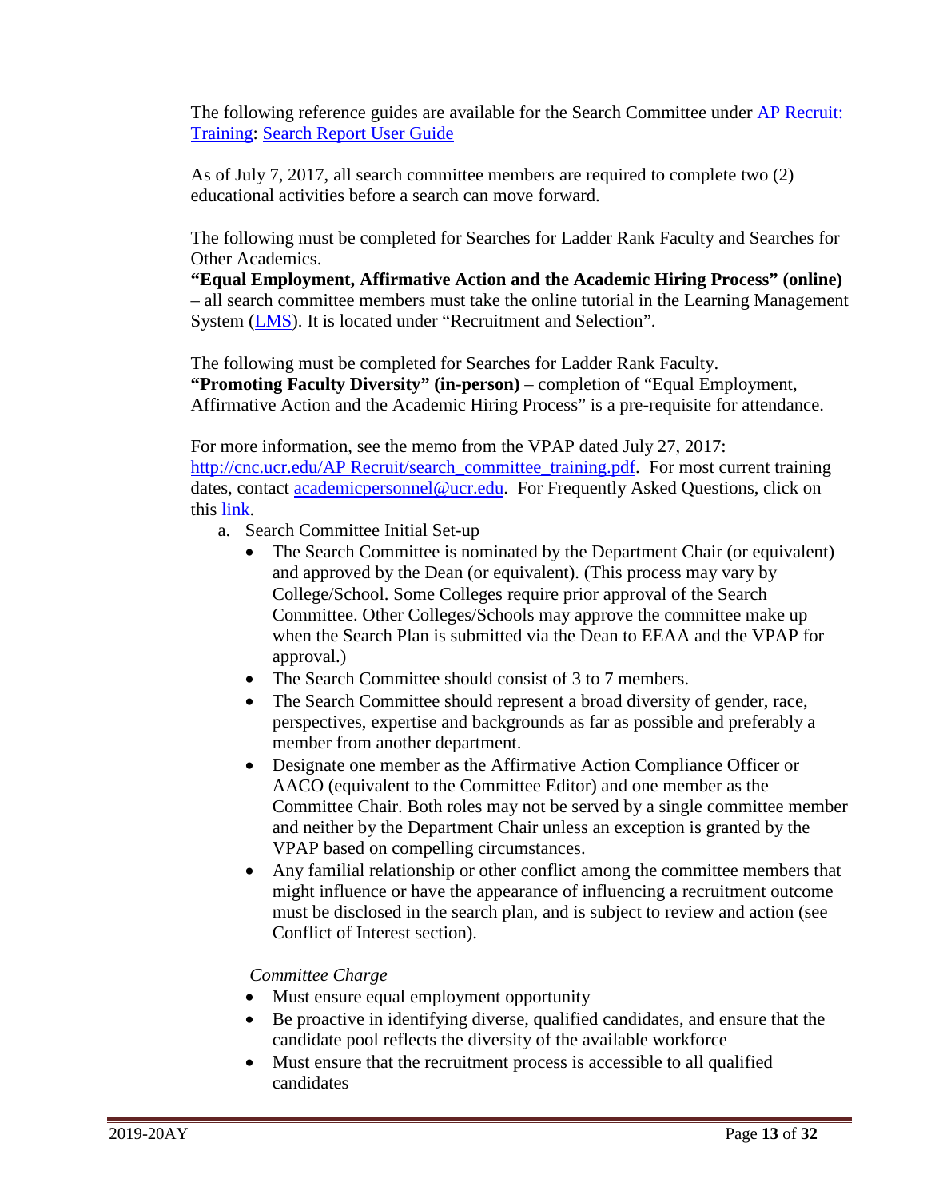The following reference guides are available for the Search Committee under [AP Recruit: Training](): [Search Report User Guide]()

As of July 7, 2017, all search committee members are required to complete two (2) educational activities before a search can move forward.

The following must be completed for Searches for Ladder Rank Faculty and Searches for Other Academics.
**"Equal Employment, Affirmative Action and the Academic Hiring Process" (online)** – all search committee members must take the online tutorial in the Learning Management System ([LMS]()). It is located under "Recruitment and Selection".

The following must be completed for Searches for Ladder Rank Faculty.
**"Promoting Faculty Diversity" (in-person)** – completion of "Equal Employment, Affirmative Action and the Academic Hiring Process" is a pre-requisite for attendance.

For more information, see the memo from the VPAP dated July 27, 2017: [http://cnc.ucr.edu/AP Recruit/search_committee_training.pdf](http://cnc.ucr.edu/AP Recruit/search_committee_training.pdf). For most current training dates, contact [academicpersonnel@ucr.edu](mailto:academicpersonnel@ucr.edu). For Frequently Asked Questions, click on this [link]().

a. Search Committee Initial Set-up
   - The Search Committee is nominated by the Department Chair (or equivalent) and approved by the Dean (or equivalent). (This process may vary by College/School. Some Colleges require prior approval of the Search Committee. Other Colleges/Schools may approve the committee make up when the Search Plan is submitted via the Dean to EEAA and the VPAP for approval.)
   - The Search Committee should consist of 3 to 7 members.
   - The Search Committee should represent a broad diversity of gender, race, perspectives, expertise and backgrounds as far as possible and preferably a member from another department.
   - Designate one member as the Affirmative Action Compliance Officer or AACO (equivalent to the Committee Editor) and one member as the Committee Chair. Both roles may not be served by a single committee member and neither by the Department Chair unless an exception is granted by the VPAP based on compelling circumstances.
   - Any familial relationship or other conflict among the committee members that might influence or have the appearance of influencing a recruitment outcome must be disclosed in the search plan, and is subject to review and action (see Conflict of Interest section).

   *Committee Charge*
   - Must ensure equal employment opportunity
   - Be proactive in identifying diverse, qualified candidates, and ensure that the candidate pool reflects the diversity of the available workforce
   - Must ensure that the recruitment process is accessible to all qualified candidates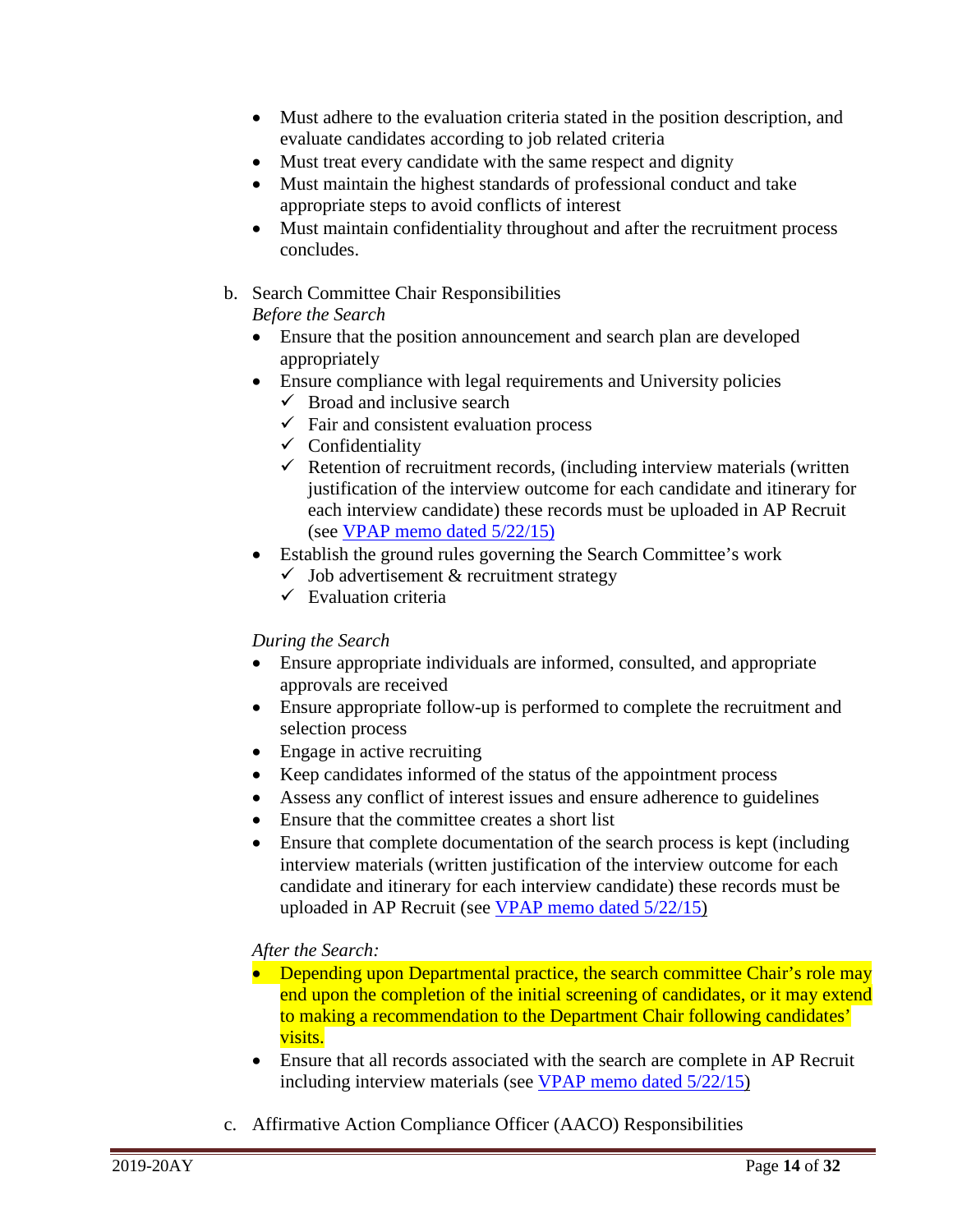- Must adhere to the evaluation criteria stated in the position description, and evaluate candidates according to job related criteria
- Must treat every candidate with the same respect and dignity
- Must maintain the highest standards of professional conduct and take appropriate steps to avoid conflicts of interest
- Must maintain confidentiality throughout and after the recruitment process concludes.

b. Search Committee Chair Responsibilities

*Before the Search*

- Ensure that the position announcement and search plan are developed appropriately
- Ensure compliance with legal requirements and University policies
  - ✓ Broad and inclusive search
  - ✓ Fair and consistent evaluation process
  - ✓ Confidentiality
  - ✓ Retention of recruitment records, (including interview materials (written justification of the interview outcome for each candidate and itinerary for each interview candidate) these records must be uploaded in AP Recruit (see VPAP memo dated 5/22/15)
- Establish the ground rules governing the Search Committee's work
  - ✓ Job advertisement & recruitment strategy
  - ✓ Evaluation criteria

*During the Search*

- Ensure appropriate individuals are informed, consulted, and appropriate approvals are received
- Ensure appropriate follow-up is performed to complete the recruitment and selection process
- Engage in active recruiting
- Keep candidates informed of the status of the appointment process
- Assess any conflict of interest issues and ensure adherence to guidelines
- Ensure that the committee creates a short list
- Ensure that complete documentation of the search process is kept (including interview materials (written justification of the interview outcome for each candidate and itinerary for each interview candidate) these records must be uploaded in AP Recruit (see VPAP memo dated 5/22/15)

*After the Search:*

- Depending upon Departmental practice, the search committee Chair's role may end upon the completion of the initial screening of candidates, or it may extend to making a recommendation to the Department Chair following candidates' visits.
- Ensure that all records associated with the search are complete in AP Recruit including interview materials (see VPAP memo dated 5/22/15)

c. Affirmative Action Compliance Officer (AACO) Responsibilities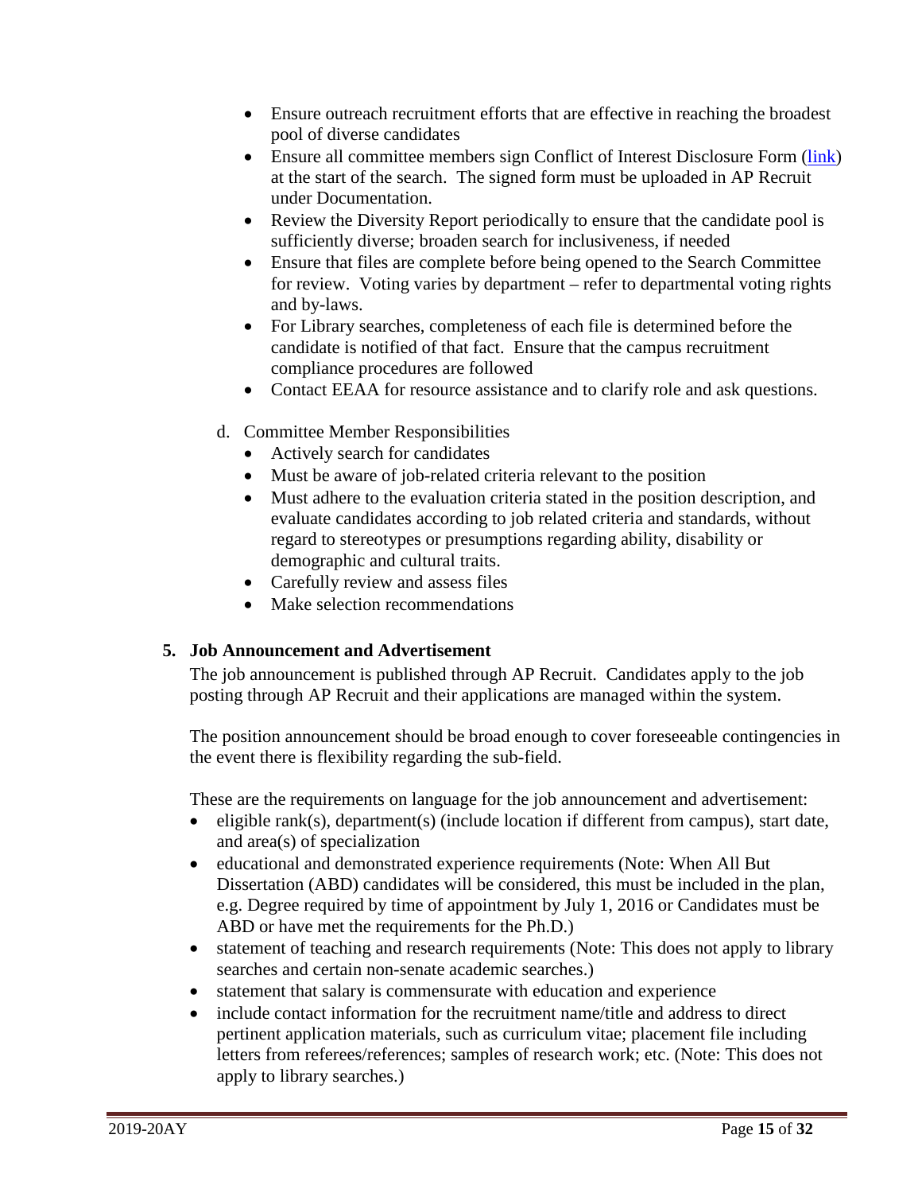- Ensure outreach recruitment efforts that are effective in reaching the broadest pool of diverse candidates
- Ensure all committee members sign Conflict of Interest Disclosure Form (link) at the start of the search. The signed form must be uploaded in AP Recruit under Documentation.
- Review the Diversity Report periodically to ensure that the candidate pool is sufficiently diverse; broaden search for inclusiveness, if needed
- Ensure that files are complete before being opened to the Search Committee for review. Voting varies by department – refer to departmental voting rights and by-laws.
- For Library searches, completeness of each file is determined before the candidate is notified of that fact. Ensure that the campus recruitment compliance procedures are followed
- Contact EEAA for resource assistance and to clarify role and ask questions.

d. Committee Member Responsibilities
- Actively search for candidates
- Must be aware of job-related criteria relevant to the position
- Must adhere to the evaluation criteria stated in the position description, and evaluate candidates according to job related criteria and standards, without regard to stereotypes or presumptions regarding ability, disability or demographic and cultural traits.
- Carefully review and assess files
- Make selection recommendations

**5. Job Announcement and Advertisement**

The job announcement is published through AP Recruit. Candidates apply to the job posting through AP Recruit and their applications are managed within the system.

The position announcement should be broad enough to cover foreseeable contingencies in the event there is flexibility regarding the sub-field.

These are the requirements on language for the job announcement and advertisement:

- eligible rank(s), department(s) (include location if different from campus), start date, and area(s) of specialization
- educational and demonstrated experience requirements (Note: When All But Dissertation (ABD) candidates will be considered, this must be included in the plan, e.g. Degree required by time of appointment by July 1, 2016 or Candidates must be ABD or have met the requirements for the Ph.D.)
- statement of teaching and research requirements (Note: This does not apply to library searches and certain non-senate academic searches.)
- statement that salary is commensurate with education and experience
- include contact information for the recruitment name/title and address to direct pertinent application materials, such as curriculum vitae; placement file including letters from referees/references; samples of research work; etc. (Note: This does not apply to library searches.)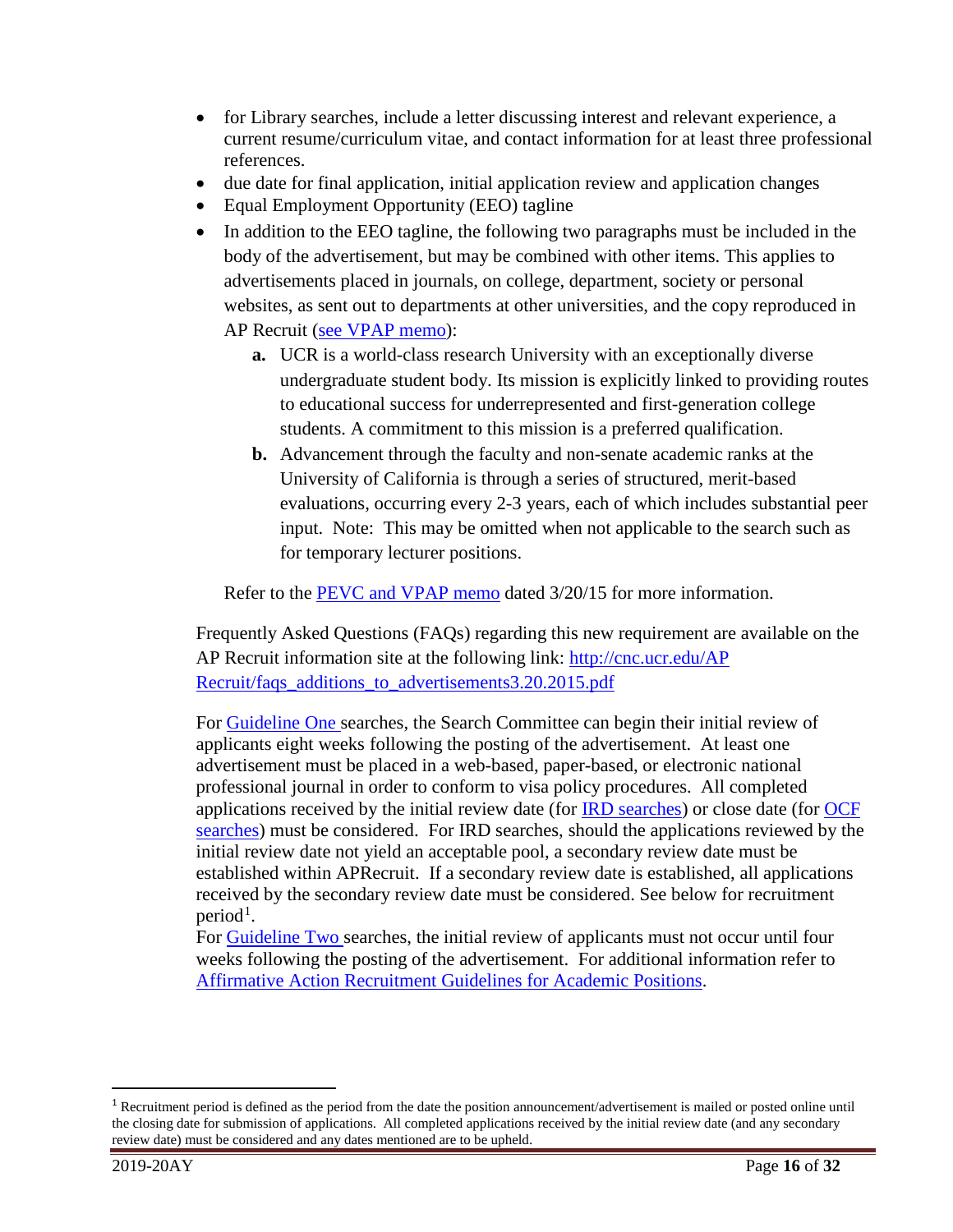- for Library searches, include a letter discussing interest and relevant experience, a current resume/curriculum vitae, and contact information for at least three professional references.
- due date for final application, initial application review and application changes
- Equal Employment Opportunity (EEO) tagline
- In addition to the EEO tagline, the following two paragraphs must be included in the body of the advertisement, but may be combined with other items. This applies to advertisements placed in journals, on college, department, society or personal websites, as sent out to departments at other universities, and the copy reproduced in AP Recruit (see VPAP memo):
    - **a.** UCR is a world-class research University with an exceptionally diverse undergraduate student body. Its mission is explicitly linked to providing routes to educational success for underrepresented and first-generation college students. A commitment to this mission is a preferred qualification.
    - **b.** Advancement through the faculty and non-senate academic ranks at the University of California is through a series of structured, merit-based evaluations, occurring every 2-3 years, each of which includes substantial peer input. Note: This may be omitted when not applicable to the search such as for temporary lecturer positions.

  Refer to the PEVC and VPAP memo dated 3/20/15 for more information.

Frequently Asked Questions (FAQs) regarding this new requirement are available on the AP Recruit information site at the following link: http://cnc.ucr.edu/AP Recruit/faqs_additions_to_advertisements3.20.2015.pdf

For Guideline One searches, the Search Committee can begin their initial review of applicants eight weeks following the posting of the advertisement. At least one advertisement must be placed in a web-based, paper-based, or electronic national professional journal in order to conform to visa policy procedures. All completed applications received by the initial review date (for IRD searches) or close date (for OCF searches) must be considered. For IRD searches, should the applications reviewed by the initial review date not yield an acceptable pool, a secondary review date must be established within APRecruit. If a secondary review date is established, all applications received by the secondary review date must be considered. See below for recruitment period[1].

For Guideline Two searches, the initial review of applicants must not occur until four weeks following the posting of the advertisement. For additional information refer to Affirmative Action Recruitment Guidelines for Academic Positions.

[1] Recruitment period is defined as the period from the date the position announcement/advertisement is mailed or posted online until the closing date for submission of applications. All completed applications received by the initial review date (and any secondary review date) must be considered and any dates mentioned are to be upheld.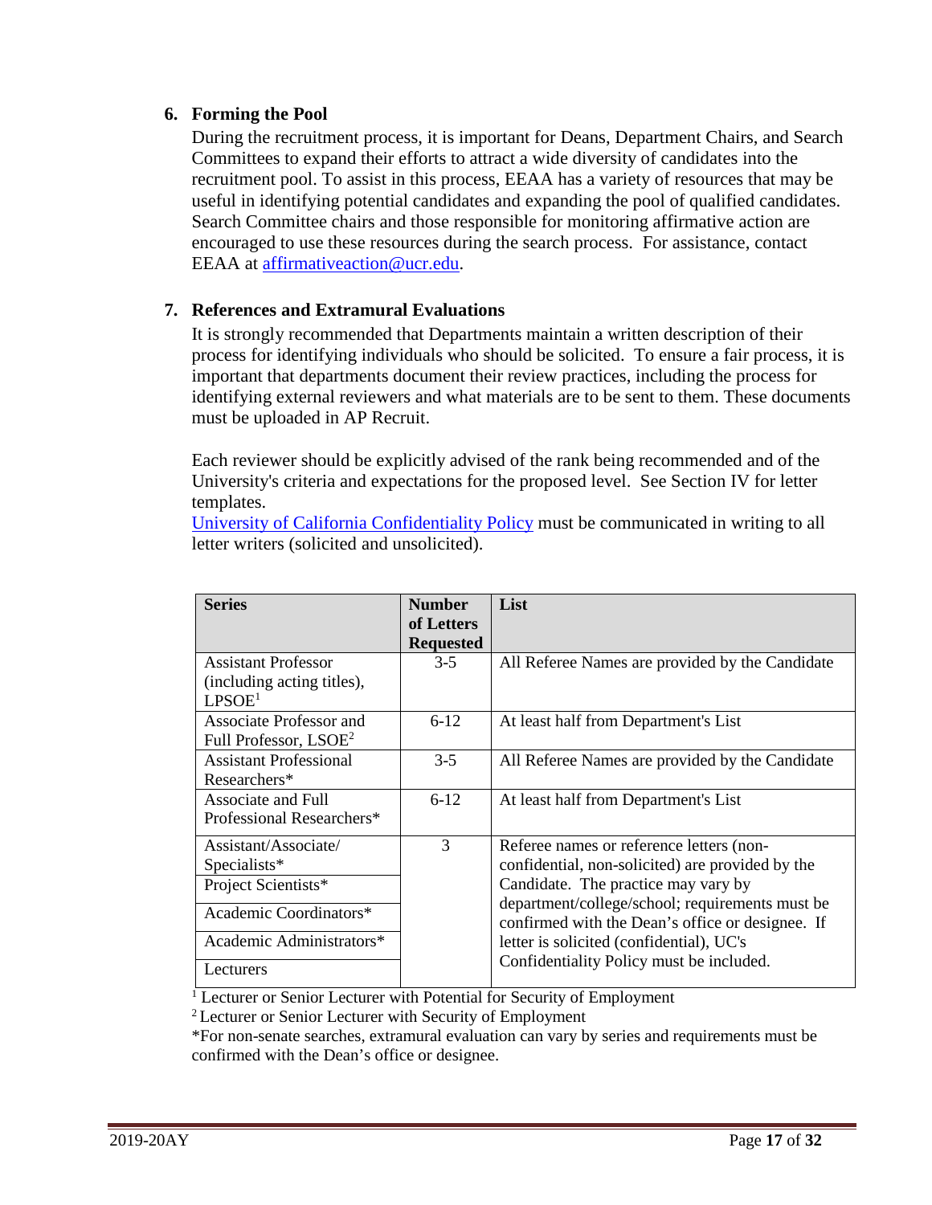### 6. Forming the Pool

During the recruitment process, it is important for Deans, Department Chairs, and Search Committees to expand their efforts to attract a wide diversity of candidates into the recruitment pool. To assist in this process, EEAA has a variety of resources that may be useful in identifying potential candidates and expanding the pool of qualified candidates. Search Committee chairs and those responsible for monitoring affirmative action are encouraged to use these resources during the search process. For assistance, contact EEAA at [affirmativeaction@ucr.edu](mailto:affirmativeaction@ucr.edu).

### 7. References and Extramural Evaluations

It is strongly recommended that Departments maintain a written description of their process for identifying individuals who should be solicited. To ensure a fair process, it is important that departments document their review practices, including the process for identifying external reviewers and what materials are to be sent to them. These documents must be uploaded in AP Recruit.

Each reviewer should be explicitly advised of the rank being recommended and of the University's criteria and expectations for the proposed level. See Section IV for letter templates.

[University of California Confidentiality Policy](#) must be communicated in writing to all letter writers (solicited and unsolicited).

| Series | Number of Letters Requested | List |
|---|---|---|
| Assistant Professor (including acting titles), LPSOE[1] | 3-5 | All Referee Names are provided by the Candidate |
| Associate Professor and Full Professor, LSOE[2] | 6-12 | At least half from Department's List |
| Assistant Professional Researchers* | 3-5 | All Referee Names are provided by the Candidate |
| Associate and Full Professional Researchers* | 6-12 | At least half from Department's List |
| Assistant/Associate/ Specialists* | 3 | Referee names or reference letters (non-confidential, non-solicited) are provided by the Candidate. The practice may vary by department/college/school; requirements must be confirmed with the Dean's office or designee. If letter is solicited (confidential), UC's Confidentiality Policy must be included. |
| Project Scientists* | | |
| Academic Coordinators* | | |
| Academic Administrators* | | |
| Lecturers | | |

[1] Lecturer or Senior Lecturer with Potential for Security of Employment

[2] Lecturer or Senior Lecturer with Security of Employment

*For non-senate searches, extramural evaluation can vary by series and requirements must be confirmed with the Dean's office or designee.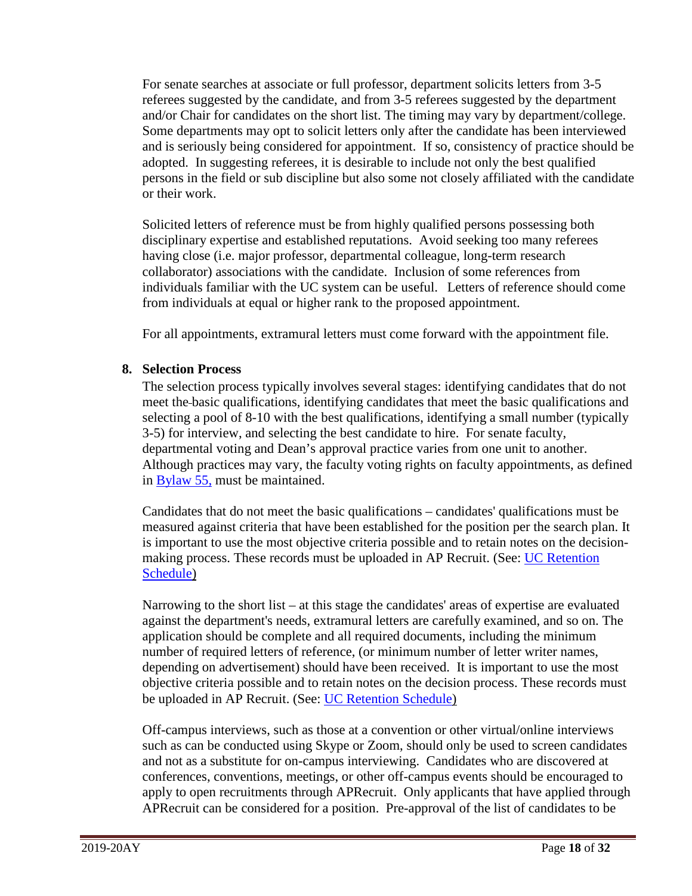For senate searches at associate or full professor, department solicits letters from 3-5 referees suggested by the candidate, and from 3-5 referees suggested by the department and/or Chair for candidates on the short list. The timing may vary by department/college. Some departments may opt to solicit letters only after the candidate has been interviewed and is seriously being considered for appointment. If so, consistency of practice should be adopted. In suggesting referees, it is desirable to include not only the best qualified persons in the field or sub discipline but also some not closely affiliated with the candidate or their work.

Solicited letters of reference must be from highly qualified persons possessing both disciplinary expertise and established reputations. Avoid seeking too many referees having close (i.e. major professor, departmental colleague, long-term research collaborator) associations with the candidate. Inclusion of some references from individuals familiar with the UC system can be useful. Letters of reference should come from individuals at equal or higher rank to the proposed appointment.

For all appointments, extramural letters must come forward with the appointment file.

**8. Selection Process**

The selection process typically involves several stages: identifying candidates that do not meet the basic qualifications, identifying candidates that meet the basic qualifications and selecting a pool of 8-10 with the best qualifications, identifying a small number (typically 3-5) for interview, and selecting the best candidate to hire. For senate faculty, departmental voting and Dean's approval practice varies from one unit to another. Although practices may vary, the faculty voting rights on faculty appointments, as defined in [Bylaw 55,](#) must be maintained.

Candidates that do not meet the basic qualifications – candidates' qualifications must be measured against criteria that have been established for the position per the search plan. It is important to use the most objective criteria possible and to retain notes on the decision-making process. These records must be uploaded in AP Recruit. (See: [UC Retention Schedule](#))

Narrowing to the short list – at this stage the candidates' areas of expertise are evaluated against the department's needs, extramural letters are carefully examined, and so on. The application should be complete and all required documents, including the minimum number of required letters of reference, (or minimum number of letter writer names, depending on advertisement) should have been received. It is important to use the most objective criteria possible and to retain notes on the decision process. These records must be uploaded in AP Recruit. (See: [UC Retention Schedule](#))

Off-campus interviews, such as those at a convention or other virtual/online interviews such as can be conducted using Skype or Zoom, should only be used to screen candidates and not as a substitute for on-campus interviewing. Candidates who are discovered at conferences, conventions, meetings, or other off-campus events should be encouraged to apply to open recruitments through APRecruit. Only applicants that have applied through APRecruit can be considered for a position. Pre-approval of the list of candidates to be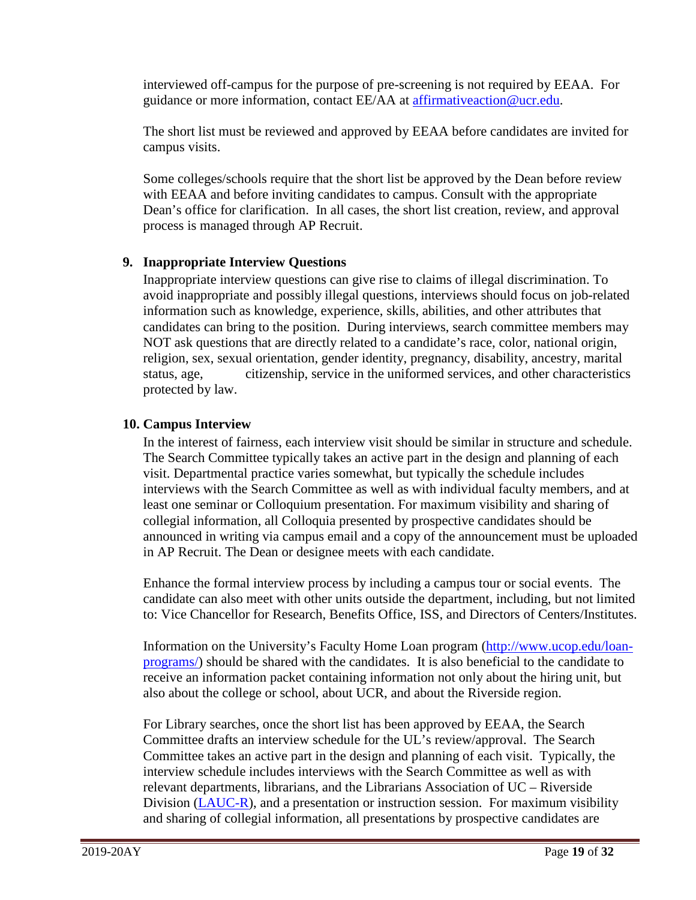interviewed off-campus for the purpose of pre-screening is not required by EEAA. For guidance or more information, contact EE/AA at [affirmativeaction@ucr.edu](mailto:affirmativeaction@ucr.edu).

The short list must be reviewed and approved by EEAA before candidates are invited for campus visits.

Some colleges/schools require that the short list be approved by the Dean before review with EEAA and before inviting candidates to campus. Consult with the appropriate Dean's office for clarification. In all cases, the short list creation, review, and approval process is managed through AP Recruit.

9. **Inappropriate Interview Questions**

   Inappropriate interview questions can give rise to claims of illegal discrimination. To avoid inappropriate and possibly illegal questions, interviews should focus on job-related information such as knowledge, experience, skills, abilities, and other attributes that candidates can bring to the position. During interviews, search committee members may NOT ask questions that are directly related to a candidate's race, color, national origin, religion, sex, sexual orientation, gender identity, pregnancy, disability, ancestry, marital status, age, citizenship, service in the uniformed services, and other characteristics protected by law.

10. **Campus Interview**

    In the interest of fairness, each interview visit should be similar in structure and schedule. The Search Committee typically takes an active part in the design and planning of each visit. Departmental practice varies somewhat, but typically the schedule includes interviews with the Search Committee as well as with individual faculty members, and at least one seminar or Colloquium presentation. For maximum visibility and sharing of collegial information, all Colloquia presented by prospective candidates should be announced in writing via campus email and a copy of the announcement must be uploaded in AP Recruit. The Dean or designee meets with each candidate.

    Enhance the formal interview process by including a campus tour or social events. The candidate can also meet with other units outside the department, including, but not limited to: Vice Chancellor for Research, Benefits Office, ISS, and Directors of Centers/Institutes.

    Information on the University's Faculty Home Loan program ([http://www.ucop.edu/loan-programs/](http://www.ucop.edu/loan-programs/)) should be shared with the candidates. It is also beneficial to the candidate to receive an information packet containing information not only about the hiring unit, but also about the college or school, about UCR, and about the Riverside region.

    For Library searches, once the short list has been approved by EEAA, the Search Committee drafts an interview schedule for the UL's review/approval. The Search Committee takes an active part in the design and planning of each visit. Typically, the interview schedule includes interviews with the Search Committee as well as with relevant departments, librarians, and the Librarians Association of UC – Riverside Division (LAUC-R), and a presentation or instruction session. For maximum visibility and sharing of collegial information, all presentations by prospective candidates are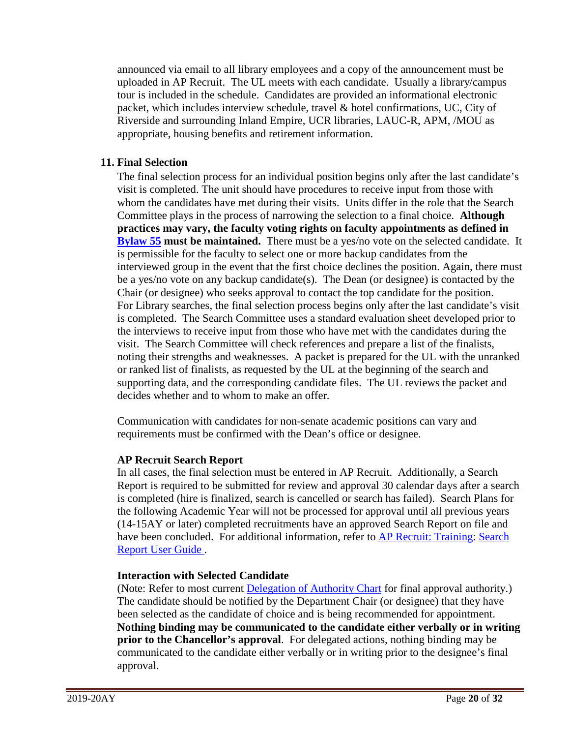announced via email to all library employees and a copy of the announcement must be uploaded in AP Recruit. The UL meets with each candidate. Usually a library/campus tour is included in the schedule. Candidates are provided an informational electronic packet, which includes interview schedule, travel & hotel confirmations, UC, City of Riverside and surrounding Inland Empire, UCR libraries, LAUC-R, APM, /MOU as appropriate, housing benefits and retirement information.

**11. Final Selection**

The final selection process for an individual position begins only after the last candidate's visit is completed. The unit should have procedures to receive input from those with whom the candidates have met during their visits. Units differ in the role that the Search Committee plays in the process of narrowing the selection to a final choice. **Although practices may vary, the faculty voting rights on faculty appointments as defined in Bylaw 55 must be maintained.** There must be a yes/no vote on the selected candidate. It is permissible for the faculty to select one or more backup candidates from the interviewed group in the event that the first choice declines the position. Again, there must be a yes/no vote on any backup candidate(s). The Dean (or designee) is contacted by the Chair (or designee) who seeks approval to contact the top candidate for the position. For Library searches, the final selection process begins only after the last candidate's visit is completed. The Search Committee uses a standard evaluation sheet developed prior to the interviews to receive input from those who have met with the candidates during the visit. The Search Committee will check references and prepare a list of the finalists, noting their strengths and weaknesses. A packet is prepared for the UL with the unranked or ranked list of finalists, as requested by the UL at the beginning of the search and supporting data, and the corresponding candidate files. The UL reviews the packet and decides whether and to whom to make an offer.

Communication with candidates for non-senate academic positions can vary and requirements must be confirmed with the Dean's office or designee.

**AP Recruit Search Report**

In all cases, the final selection must be entered in AP Recruit. Additionally, a Search Report is required to be submitted for review and approval 30 calendar days after a search is completed (hire is finalized, search is cancelled or search has failed). Search Plans for the following Academic Year will not be processed for approval until all previous years (14-15AY or later) completed recruitments have an approved Search Report on file and have been concluded. For additional information, refer to AP Recruit: Training: Search Report User Guide .

**Interaction with Selected Candidate**

(Note: Refer to most current Delegation of Authority Chart for final approval authority.) The candidate should be notified by the Department Chair (or designee) that they have been selected as the candidate of choice and is being recommended for appointment. **Nothing binding may be communicated to the candidate either verbally or in writing prior to the Chancellor's approval**. For delegated actions, nothing binding may be communicated to the candidate either verbally or in writing prior to the designee's final approval.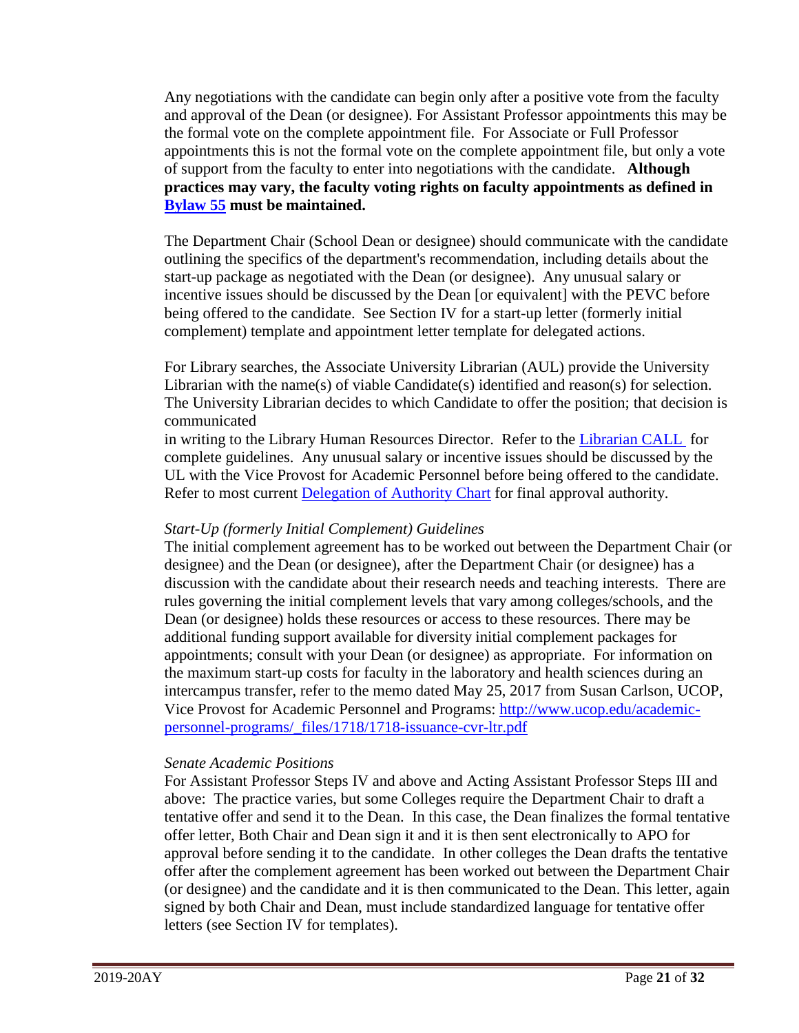Any negotiations with the candidate can begin only after a positive vote from the faculty and approval of the Dean (or designee). For Assistant Professor appointments this may be the formal vote on the complete appointment file. For Associate or Full Professor appointments this is not the formal vote on the complete appointment file, but only a vote of support from the faculty to enter into negotiations with the candidate. **Although practices may vary, the faculty voting rights on faculty appointments as defined in [Bylaw 55](#) must be maintained.**

The Department Chair (School Dean or designee) should communicate with the candidate outlining the specifics of the department's recommendation, including details about the start-up package as negotiated with the Dean (or designee). Any unusual salary or incentive issues should be discussed by the Dean [or equivalent] with the PEVC before being offered to the candidate. See Section IV for a start-up letter (formerly initial complement) template and appointment letter template for delegated actions.

For Library searches, the Associate University Librarian (AUL) provide the University Librarian with the name(s) of viable Candidate(s) identified and reason(s) for selection. The University Librarian decides to which Candidate to offer the position; that decision is communicated in writing to the Library Human Resources Director. Refer to the [Librarian CALL](#) for complete guidelines. Any unusual salary or incentive issues should be discussed by the UL with the Vice Provost for Academic Personnel before being offered to the candidate. Refer to most current [Delegation of Authority Chart](#) for final approval authority.

*Start-Up (formerly Initial Complement) Guidelines*

The initial complement agreement has to be worked out between the Department Chair (or designee) and the Dean (or designee), after the Department Chair (or designee) has a discussion with the candidate about their research needs and teaching interests. There are rules governing the initial complement levels that vary among colleges/schools, and the Dean (or designee) holds these resources or access to these resources. There may be additional funding support available for diversity initial complement packages for appointments; consult with your Dean (or designee) as appropriate. For information on the maximum start-up costs for faculty in the laboratory and health sciences during an intercampus transfer, refer to the memo dated May 25, 2017 from Susan Carlson, UCOP, Vice Provost for Academic Personnel and Programs: [http://www.ucop.edu/academic-personnel-programs/_files/1718/1718-issuance-cvr-ltr.pdf](http://www.ucop.edu/academic-personnel-programs/_files/1718/1718-issuance-cvr-ltr.pdf)

*Senate Academic Positions*

For Assistant Professor Steps IV and above and Acting Assistant Professor Steps III and above: The practice varies, but some Colleges require the Department Chair to draft a tentative offer and send it to the Dean. In this case, the Dean finalizes the formal tentative offer letter, Both Chair and Dean sign it and it is then sent electronically to APO for approval before sending it to the candidate. In other colleges the Dean drafts the tentative offer after the complement agreement has been worked out between the Department Chair (or designee) and the candidate and it is then communicated to the Dean. This letter, again signed by both Chair and Dean, must include standardized language for tentative offer letters (see Section IV for templates).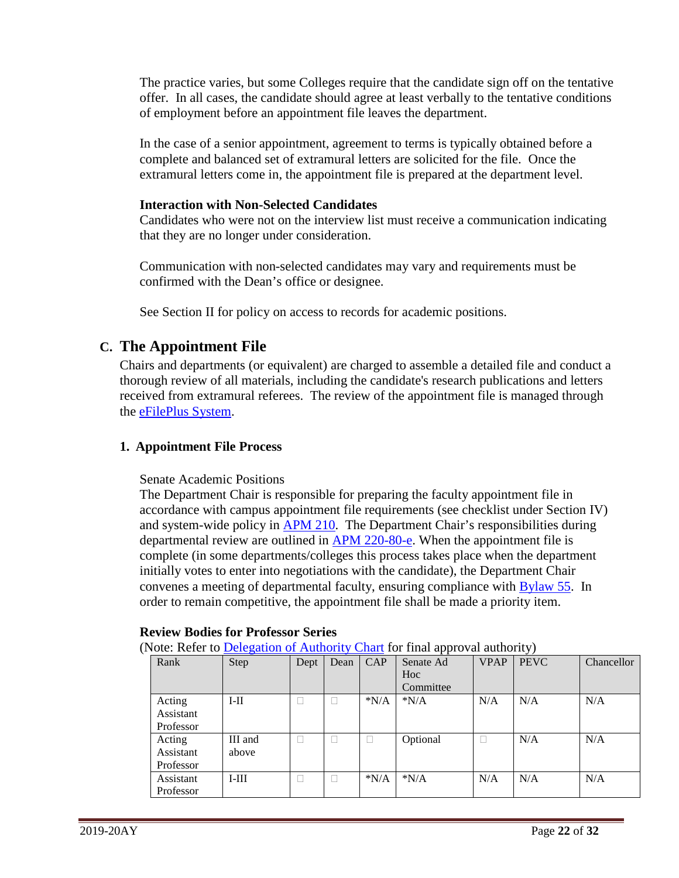The practice varies, but some Colleges require that the candidate sign off on the tentative offer. In all cases, the candidate should agree at least verbally to the tentative conditions of employment before an appointment file leaves the department.

In the case of a senior appointment, agreement to terms is typically obtained before a complete and balanced set of extramural letters are solicited for the file. Once the extramural letters come in, the appointment file is prepared at the department level.

**Interaction with Non-Selected Candidates**

Candidates who were not on the interview list must receive a communication indicating that they are no longer under consideration.

Communication with non-selected candidates may vary and requirements must be confirmed with the Dean's office or designee.

See Section II for policy on access to records for academic positions.

## C. The Appointment File

Chairs and departments (or equivalent) are charged to assemble a detailed file and conduct a thorough review of all materials, including the candidate's research publications and letters received from extramural referees. The review of the appointment file is managed through the eFilePlus System.

### 1. Appointment File Process

Senate Academic Positions

The Department Chair is responsible for preparing the faculty appointment file in accordance with campus appointment file requirements (see checklist under Section IV) and system-wide policy in APM 210. The Department Chair's responsibilities during departmental review are outlined in APM 220-80-e. When the appointment file is complete (in some departments/colleges this process takes place when the department initially votes to enter into negotiations with the candidate), the Department Chair convenes a meeting of departmental faculty, ensuring compliance with Bylaw 55. In order to remain competitive, the appointment file shall be made a priority item.

**Review Bodies for Professor Series**

(Note: Refer to Delegation of Authority Chart for final approval authority)

| Rank | Step | Dept | Dean | CAP | Senate Ad Hoc Committee | VPAP | PEVC | Chancellor |
|---|---|---|---|---|---|---|---|---|
| Acting Assistant Professor | I-II | ☐ | ☐ | *N/A | *N/A | N/A | N/A | N/A |
| Acting Assistant Professor | III and above | ☐ | ☐ | ☐ | Optional | ☐ | N/A | N/A |
| Assistant Professor | I-III | ☐ | ☐ | *N/A | *N/A | N/A | N/A | N/A |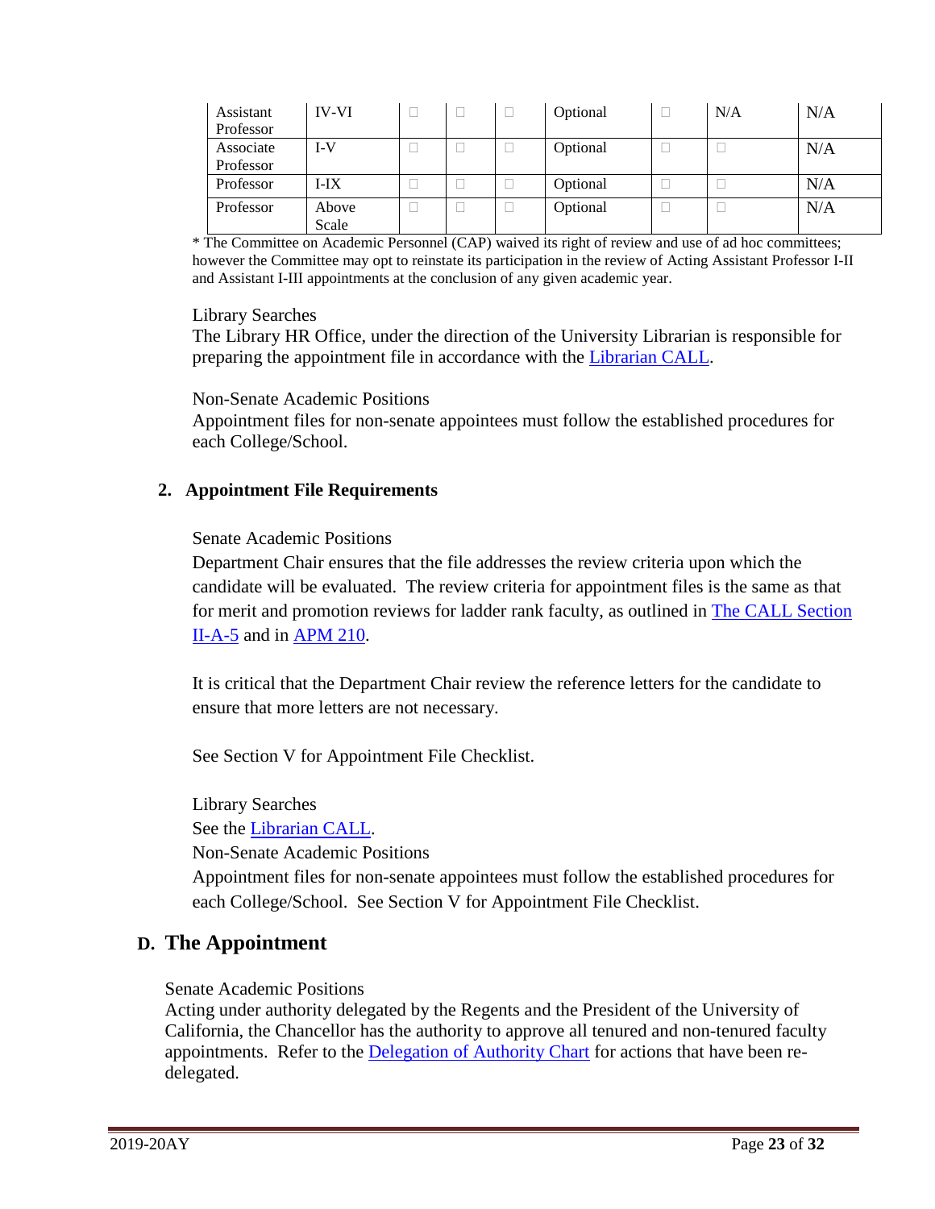| Assistant Professor | IV-VI | □ | □ | □ | Optional | □ | N/A | N/A |
|---|---|---|---|---|---|---|---|---|
| Associate Professor | I-V | □ | □ | □ | Optional | □ | □ | N/A |
| Professor | I-IX | □ | □ | □ | Optional | □ | □ | N/A |
| Professor | Above Scale | □ | □ | □ | Optional | □ | □ | N/A |

* The Committee on Academic Personnel (CAP) waived its right of review and use of ad hoc committees; however the Committee may opt to reinstate its participation in the review of Acting Assistant Professor I-II and Assistant I-III appointments at the conclusion of any given academic year.

Library Searches
The Library HR Office, under the direction of the University Librarian is responsible for preparing the appointment file in accordance with the Librarian CALL.

Non-Senate Academic Positions
Appointment files for non-senate appointees must follow the established procedures for each College/School.

**2. Appointment File Requirements**

Senate Academic Positions
Department Chair ensures that the file addresses the review criteria upon which the candidate will be evaluated. The review criteria for appointment files is the same as that for merit and promotion reviews for ladder rank faculty, as outlined in The CALL Section II-A-5 and in APM 210.

It is critical that the Department Chair review the reference letters for the candidate to ensure that more letters are not necessary.

See Section V for Appointment File Checklist.

Library Searches
See the Librarian CALL.
Non-Senate Academic Positions
Appointment files for non-senate appointees must follow the established procedures for each College/School. See Section V for Appointment File Checklist.

## D. The Appointment

Senate Academic Positions
Acting under authority delegated by the Regents and the President of the University of California, the Chancellor has the authority to approve all tenured and non-tenured faculty appointments. Refer to the Delegation of Authority Chart for actions that have been re-delegated.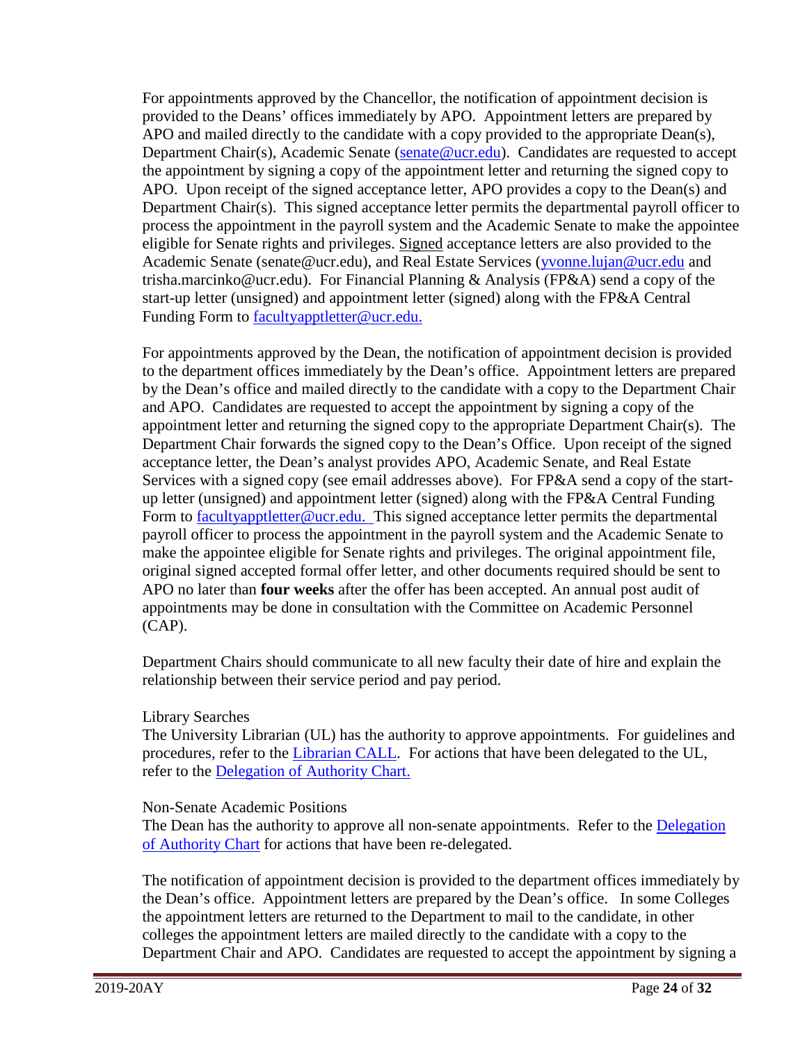For appointments approved by the Chancellor, the notification of appointment decision is provided to the Deans' offices immediately by APO. Appointment letters are prepared by APO and mailed directly to the candidate with a copy provided to the appropriate Dean(s), Department Chair(s), Academic Senate (senate@ucr.edu). Candidates are requested to accept the appointment by signing a copy of the appointment letter and returning the signed copy to APO. Upon receipt of the signed acceptance letter, APO provides a copy to the Dean(s) and Department Chair(s). This signed acceptance letter permits the departmental payroll officer to process the appointment in the payroll system and the Academic Senate to make the appointee eligible for Senate rights and privileges. Signed acceptance letters are also provided to the Academic Senate (senate@ucr.edu), and Real Estate Services (yvonne.lujan@ucr.edu and trisha.marcinko@ucr.edu). For Financial Planning & Analysis (FP&A) send a copy of the start-up letter (unsigned) and appointment letter (signed) along with the FP&A Central Funding Form to facultyapptletter@ucr.edu.

For appointments approved by the Dean, the notification of appointment decision is provided to the department offices immediately by the Dean's office. Appointment letters are prepared by the Dean's office and mailed directly to the candidate with a copy to the Department Chair and APO. Candidates are requested to accept the appointment by signing a copy of the appointment letter and returning the signed copy to the appropriate Department Chair(s). The Department Chair forwards the signed copy to the Dean's Office. Upon receipt of the signed acceptance letter, the Dean's analyst provides APO, Academic Senate, and Real Estate Services with a signed copy (see email addresses above). For FP&A send a copy of the start-up letter (unsigned) and appointment letter (signed) along with the FP&A Central Funding Form to facultyapptletter@ucr.edu. This signed acceptance letter permits the departmental payroll officer to process the appointment in the payroll system and the Academic Senate to make the appointee eligible for Senate rights and privileges. The original appointment file, original signed accepted formal offer letter, and other documents required should be sent to APO no later than **four weeks** after the offer has been accepted. An annual post audit of appointments may be done in consultation with the Committee on Academic Personnel (CAP).

Department Chairs should communicate to all new faculty their date of hire and explain the relationship between their service period and pay period.

Library Searches
The University Librarian (UL) has the authority to approve appointments. For guidelines and procedures, refer to the Librarian CALL. For actions that have been delegated to the UL, refer to the Delegation of Authority Chart.

Non-Senate Academic Positions
The Dean has the authority to approve all non-senate appointments. Refer to the Delegation of Authority Chart for actions that have been re-delegated.

The notification of appointment decision is provided to the department offices immediately by the Dean's office. Appointment letters are prepared by the Dean's office. In some Colleges the appointment letters are returned to the Department to mail to the candidate, in other colleges the appointment letters are mailed directly to the candidate with a copy to the Department Chair and APO. Candidates are requested to accept the appointment by signing a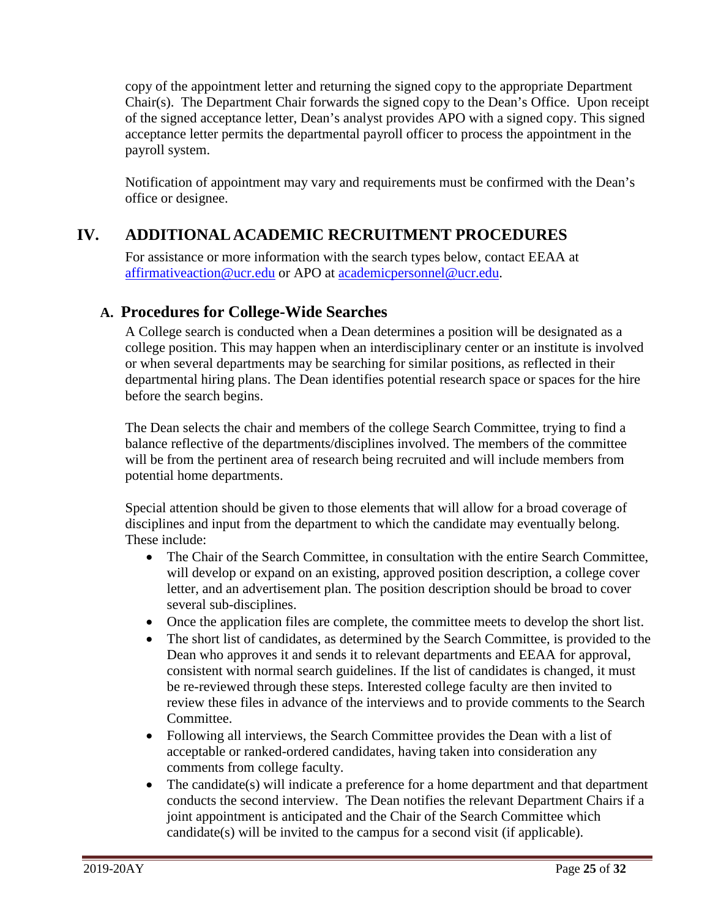copy of the appointment letter and returning the signed copy to the appropriate Department Chair(s). The Department Chair forwards the signed copy to the Dean's Office. Upon receipt of the signed acceptance letter, Dean's analyst provides APO with a signed copy. This signed acceptance letter permits the departmental payroll officer to process the appointment in the payroll system.

Notification of appointment may vary and requirements must be confirmed with the Dean's office or designee.

# IV. ADDITIONAL ACADEMIC RECRUITMENT PROCEDURES

For assistance or more information with the search types below, contact EEAA at affirmativeaction@ucr.edu or APO at academicpersonnel@ucr.edu.

## A. Procedures for College-Wide Searches

A College search is conducted when a Dean determines a position will be designated as a college position. This may happen when an interdisciplinary center or an institute is involved or when several departments may be searching for similar positions, as reflected in their departmental hiring plans. The Dean identifies potential research space or spaces for the hire before the search begins.

The Dean selects the chair and members of the college Search Committee, trying to find a balance reflective of the departments/disciplines involved. The members of the committee will be from the pertinent area of research being recruited and will include members from potential home departments.

Special attention should be given to those elements that will allow for a broad coverage of disciplines and input from the department to which the candidate may eventually belong. These include:

- The Chair of the Search Committee, in consultation with the entire Search Committee, will develop or expand on an existing, approved position description, a college cover letter, and an advertisement plan. The position description should be broad to cover several sub-disciplines.
- Once the application files are complete, the committee meets to develop the short list.
- The short list of candidates, as determined by the Search Committee, is provided to the Dean who approves it and sends it to relevant departments and EEAA for approval, consistent with normal search guidelines. If the list of candidates is changed, it must be re-reviewed through these steps. Interested college faculty are then invited to review these files in advance of the interviews and to provide comments to the Search Committee.
- Following all interviews, the Search Committee provides the Dean with a list of acceptable or ranked-ordered candidates, having taken into consideration any comments from college faculty.
- The candidate(s) will indicate a preference for a home department and that department conducts the second interview. The Dean notifies the relevant Department Chairs if a joint appointment is anticipated and the Chair of the Search Committee which candidate(s) will be invited to the campus for a second visit (if applicable).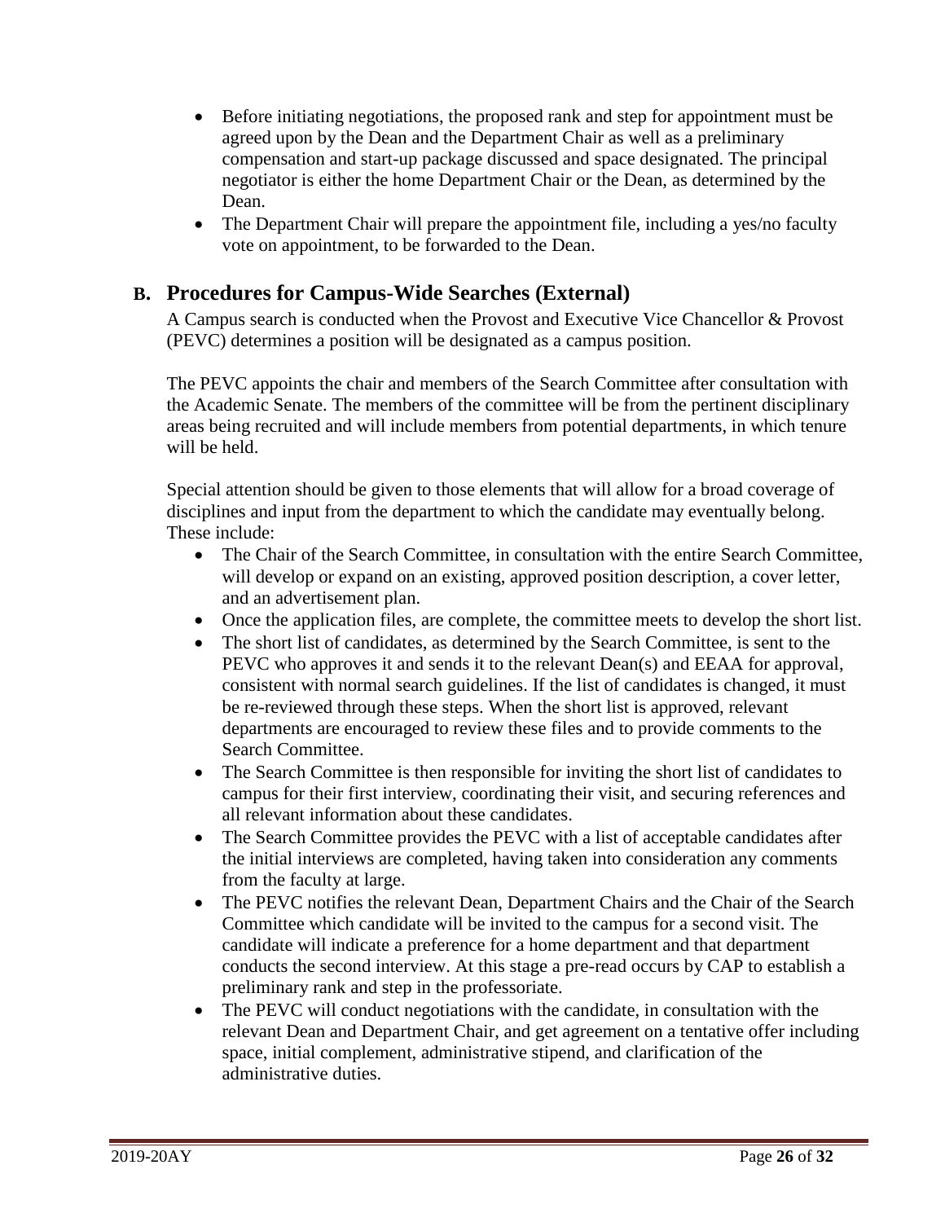- Before initiating negotiations, the proposed rank and step for appointment must be agreed upon by the Dean and the Department Chair as well as a preliminary compensation and start-up package discussed and space designated. The principal negotiator is either the home Department Chair or the Dean, as determined by the Dean.
- The Department Chair will prepare the appointment file, including a yes/no faculty vote on appointment, to be forwarded to the Dean.

## B. Procedures for Campus-Wide Searches (External)

A Campus search is conducted when the Provost and Executive Vice Chancellor & Provost (PEVC) determines a position will be designated as a campus position.

The PEVC appoints the chair and members of the Search Committee after consultation with the Academic Senate. The members of the committee will be from the pertinent disciplinary areas being recruited and will include members from potential departments, in which tenure will be held.

Special attention should be given to those elements that will allow for a broad coverage of disciplines and input from the department to which the candidate may eventually belong. These include:

- The Chair of the Search Committee, in consultation with the entire Search Committee, will develop or expand on an existing, approved position description, a cover letter, and an advertisement plan.
- Once the application files, are complete, the committee meets to develop the short list.
- The short list of candidates, as determined by the Search Committee, is sent to the PEVC who approves it and sends it to the relevant Dean(s) and EEAA for approval, consistent with normal search guidelines. If the list of candidates is changed, it must be re-reviewed through these steps. When the short list is approved, relevant departments are encouraged to review these files and to provide comments to the Search Committee.
- The Search Committee is then responsible for inviting the short list of candidates to campus for their first interview, coordinating their visit, and securing references and all relevant information about these candidates.
- The Search Committee provides the PEVC with a list of acceptable candidates after the initial interviews are completed, having taken into consideration any comments from the faculty at large.
- The PEVC notifies the relevant Dean, Department Chairs and the Chair of the Search Committee which candidate will be invited to the campus for a second visit. The candidate will indicate a preference for a home department and that department conducts the second interview. At this stage a pre-read occurs by CAP to establish a preliminary rank and step in the professoriate.
- The PEVC will conduct negotiations with the candidate, in consultation with the relevant Dean and Department Chair, and get agreement on a tentative offer including space, initial complement, administrative stipend, and clarification of the administrative duties.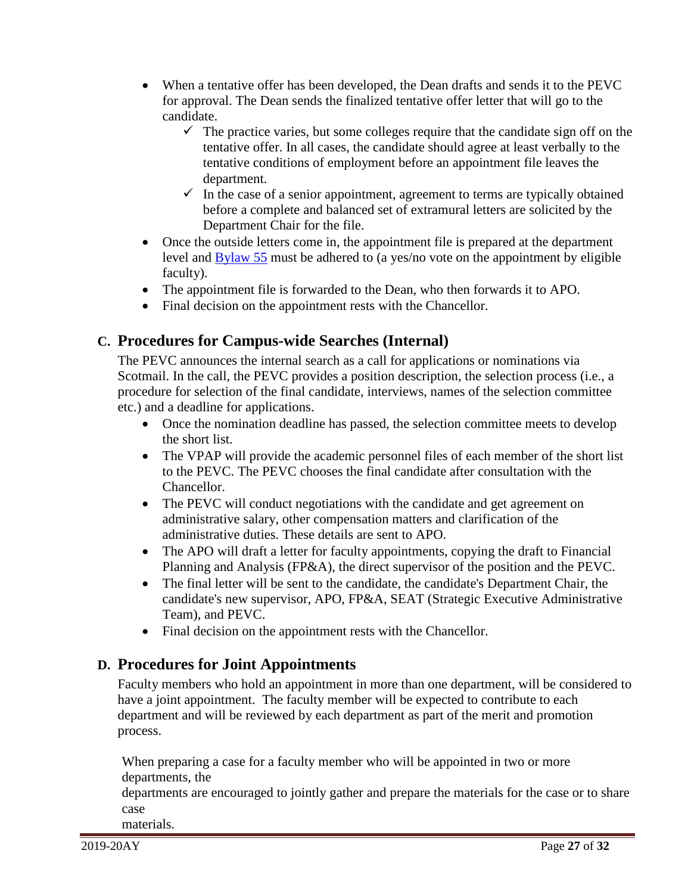- When a tentative offer has been developed, the Dean drafts and sends it to the PEVC for approval. The Dean sends the finalized tentative offer letter that will go to the candidate.
  - ✓ The practice varies, but some colleges require that the candidate sign off on the tentative offer. In all cases, the candidate should agree at least verbally to the tentative conditions of employment before an appointment file leaves the department.
  - ✓ In the case of a senior appointment, agreement to terms are typically obtained before a complete and balanced set of extramural letters are solicited by the Department Chair for the file.
- Once the outside letters come in, the appointment file is prepared at the department level and Bylaw 55 must be adhered to (a yes/no vote on the appointment by eligible faculty).
- The appointment file is forwarded to the Dean, who then forwards it to APO.
- Final decision on the appointment rests with the Chancellor.

## C. Procedures for Campus-wide Searches (Internal)

The PEVC announces the internal search as a call for applications or nominations via Scotmail. In the call, the PEVC provides a position description, the selection process (i.e., a procedure for selection of the final candidate, interviews, names of the selection committee etc.) and a deadline for applications.

- Once the nomination deadline has passed, the selection committee meets to develop the short list.
- The VPAP will provide the academic personnel files of each member of the short list to the PEVC. The PEVC chooses the final candidate after consultation with the Chancellor.
- The PEVC will conduct negotiations with the candidate and get agreement on administrative salary, other compensation matters and clarification of the administrative duties. These details are sent to APO.
- The APO will draft a letter for faculty appointments, copying the draft to Financial Planning and Analysis (FP&A), the direct supervisor of the position and the PEVC.
- The final letter will be sent to the candidate, the candidate's Department Chair, the candidate's new supervisor, APO, FP&A, SEAT (Strategic Executive Administrative Team), and PEVC.
- Final decision on the appointment rests with the Chancellor.

## D. Procedures for Joint Appointments

Faculty members who hold an appointment in more than one department, will be considered to have a joint appointment. The faculty member will be expected to contribute to each department and will be reviewed by each department as part of the merit and promotion process.

When preparing a case for a faculty member who will be appointed in two or more departments, the departments are encouraged to jointly gather and prepare the materials for the case or to share case materials.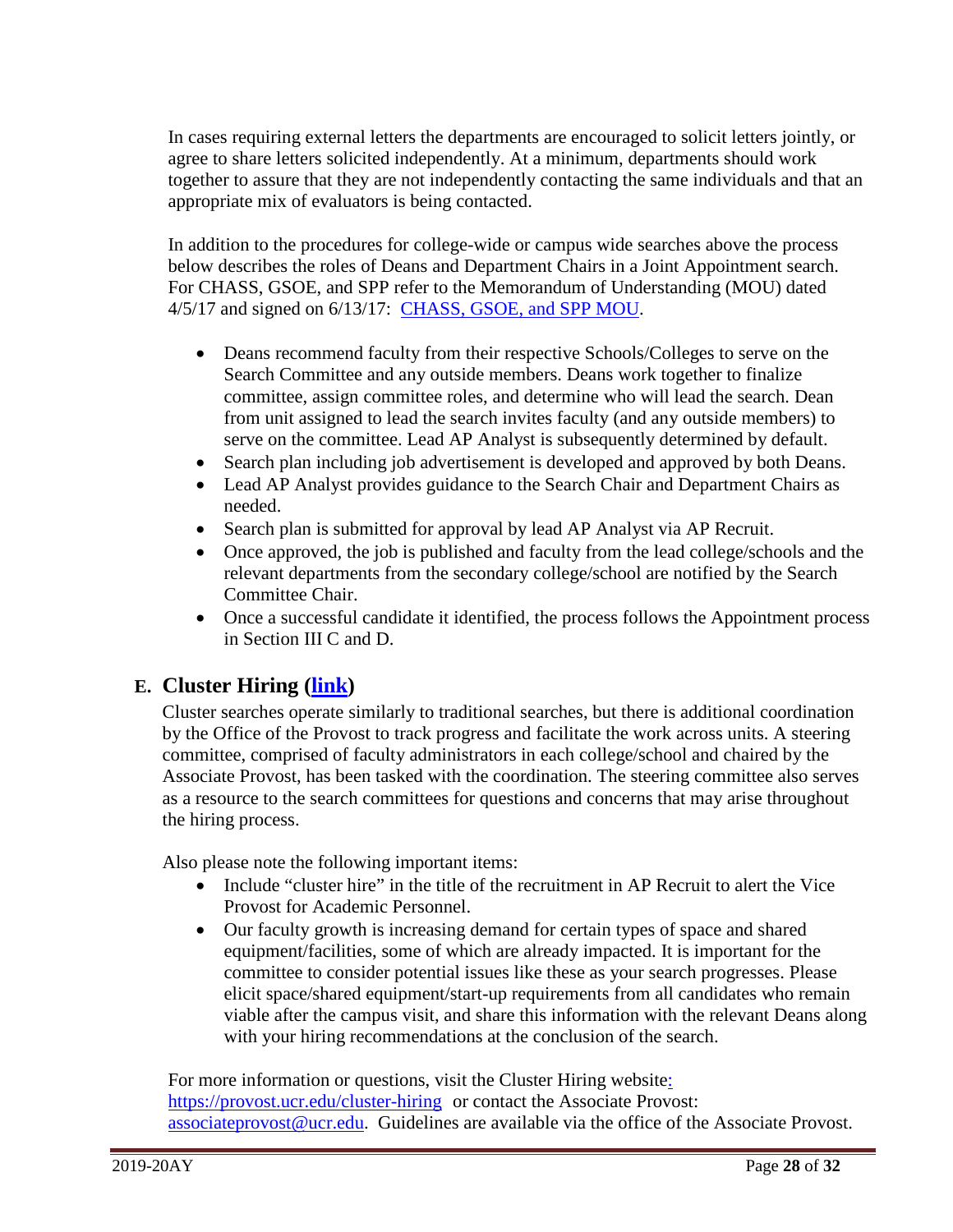In cases requiring external letters the departments are encouraged to solicit letters jointly, or agree to share letters solicited independently. At a minimum, departments should work together to assure that they are not independently contacting the same individuals and that an appropriate mix of evaluators is being contacted.

In addition to the procedures for college-wide or campus wide searches above the process below describes the roles of Deans and Department Chairs in a Joint Appointment search. For CHASS, GSOE, and SPP refer to the Memorandum of Understanding (MOU) dated 4/5/17 and signed on 6/13/17: [CHASS, GSOE, and SPP MOU](#).

- Deans recommend faculty from their respective Schools/Colleges to serve on the Search Committee and any outside members. Deans work together to finalize committee, assign committee roles, and determine who will lead the search. Dean from unit assigned to lead the search invites faculty (and any outside members) to serve on the committee. Lead AP Analyst is subsequently determined by default.
- Search plan including job advertisement is developed and approved by both Deans.
- Lead AP Analyst provides guidance to the Search Chair and Department Chairs as needed.
- Search plan is submitted for approval by lead AP Analyst via AP Recruit.
- Once approved, the job is published and faculty from the lead college/schools and the relevant departments from the secondary college/school are notified by the Search Committee Chair.
- Once a successful candidate it identified, the process follows the Appointment process in Section III C and D.

## E. Cluster Hiring ([link](#))

Cluster searches operate similarly to traditional searches, but there is additional coordination by the Office of the Provost to track progress and facilitate the work across units. A steering committee, comprised of faculty administrators in each college/school and chaired by the Associate Provost, has been tasked with the coordination. The steering committee also serves as a resource to the search committees for questions and concerns that may arise throughout the hiring process.

Also please note the following important items:

- Include "cluster hire" in the title of the recruitment in AP Recruit to alert the Vice Provost for Academic Personnel.
- Our faculty growth is increasing demand for certain types of space and shared equipment/facilities, some of which are already impacted. It is important for the committee to consider potential issues like these as your search progresses. Please elicit space/shared equipment/start-up requirements from all candidates who remain viable after the campus visit, and share this information with the relevant Deans along with your hiring recommendations at the conclusion of the search.

For more information or questions, visit the Cluster Hiring website: https://provost.ucr.edu/cluster-hiring or contact the Associate Provost: associateprovost@ucr.edu. Guidelines are available via the office of the Associate Provost.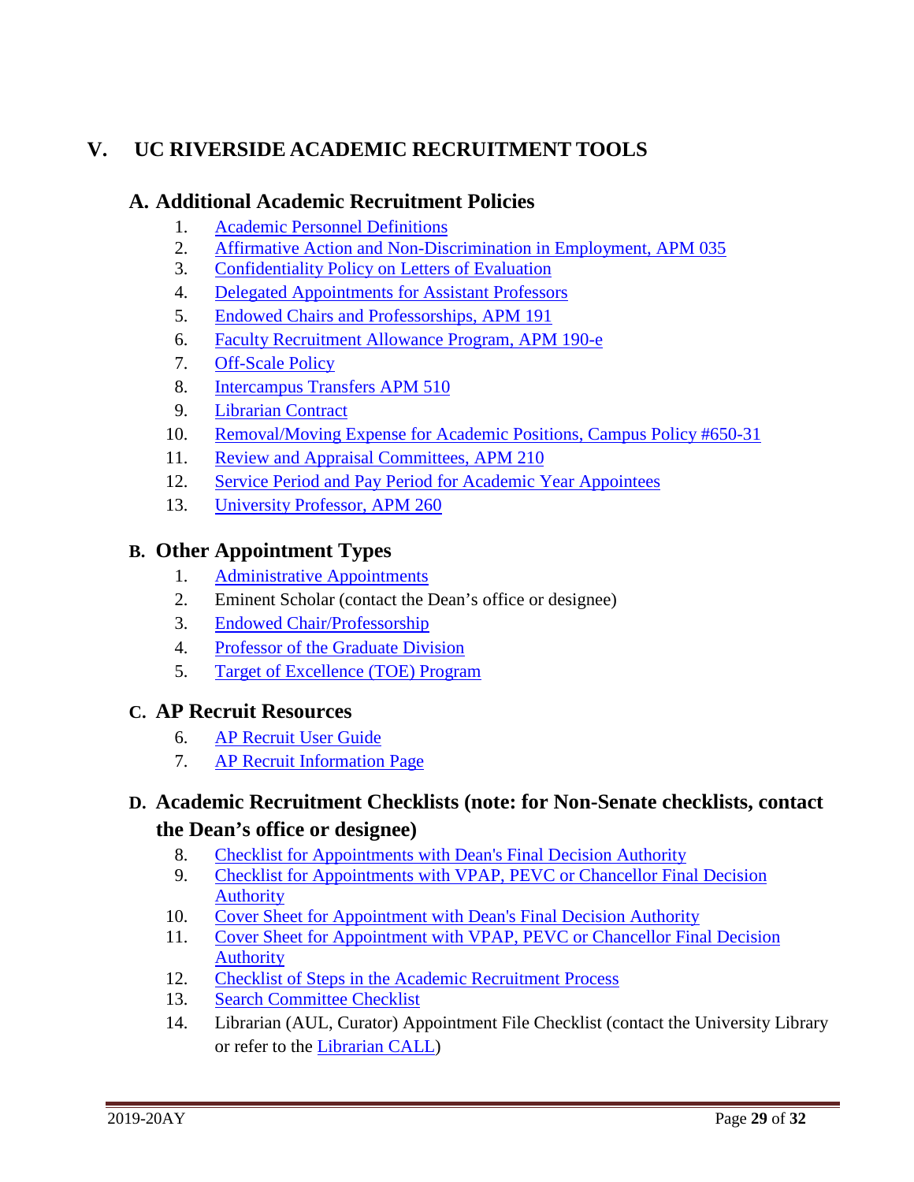# V. UC RIVERSIDE ACADEMIC RECRUITMENT TOOLS

## A. Additional Academic Recruitment Policies

1. Academic Personnel Definitions
2. Affirmative Action and Non-Discrimination in Employment, APM 035
3. Confidentiality Policy on Letters of Evaluation
4. Delegated Appointments for Assistant Professors
5. Endowed Chairs and Professorships, APM 191
6. Faculty Recruitment Allowance Program, APM 190-e
7. Off-Scale Policy
8. Intercampus Transfers APM 510
9. Librarian Contract
10. Removal/Moving Expense for Academic Positions, Campus Policy #650-31
11. Review and Appraisal Committees, APM 210
12. Service Period and Pay Period for Academic Year Appointees
13. University Professor, APM 260

## B. Other Appointment Types

1. Administrative Appointments
2. Eminent Scholar (contact the Dean's office or designee)
3. Endowed Chair/Professorship
4. Professor of the Graduate Division
5. Target of Excellence (TOE) Program

## C. AP Recruit Resources

6. AP Recruit User Guide
7. AP Recruit Information Page

## D. Academic Recruitment Checklists (note: for Non-Senate checklists, contact the Dean's office or designee)

8. Checklist for Appointments with Dean's Final Decision Authority
9. Checklist for Appointments with VPAP, PEVC or Chancellor Final Decision Authority
10. Cover Sheet for Appointment with Dean's Final Decision Authority
11. Cover Sheet for Appointment with VPAP, PEVC or Chancellor Final Decision Authority
12. Checklist of Steps in the Academic Recruitment Process
13. Search Committee Checklist
14. Librarian (AUL, Curator) Appointment File Checklist (contact the University Library or refer to the Librarian CALL)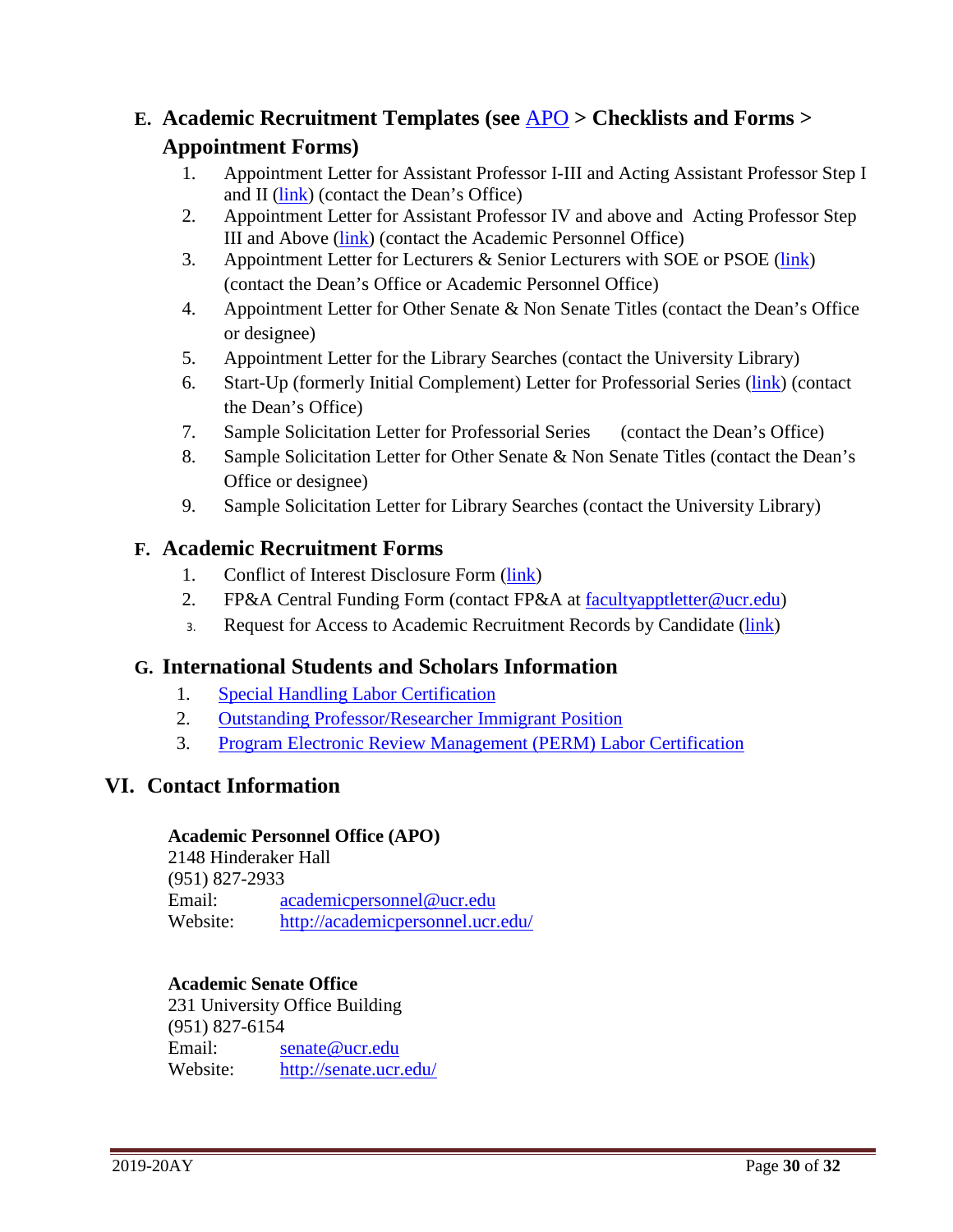### E. Academic Recruitment Templates (see [APO]() > Checklists and Forms > Appointment Forms)

1. Appointment Letter for Assistant Professor I-III and Acting Assistant Professor Step I and II ([link]()) (contact the Dean's Office)
2. Appointment Letter for Assistant Professor IV and above and Acting Professor Step III and Above ([link]()) (contact the Academic Personnel Office)
3. Appointment Letter for Lecturers & Senior Lecturers with SOE or PSOE ([link]()) (contact the Dean's Office or Academic Personnel Office)
4. Appointment Letter for Other Senate & Non Senate Titles (contact the Dean's Office or designee)
5. Appointment Letter for the Library Searches (contact the University Library)
6. Start-Up (formerly Initial Complement) Letter for Professorial Series ([link]()) (contact the Dean's Office)
7. Sample Solicitation Letter for Professorial Series (contact the Dean's Office)
8. Sample Solicitation Letter for Other Senate & Non Senate Titles (contact the Dean's Office or designee)
9. Sample Solicitation Letter for Library Searches (contact the University Library)

### F. Academic Recruitment Forms

1. Conflict of Interest Disclosure Form ([link]())
2. FP&A Central Funding Form (contact FP&A at facultyapptletter@ucr.edu)
3. Request for Access to Academic Recruitment Records by Candidate ([link]())

### G. International Students and Scholars Information

1. Special Handling Labor Certification
2. Outstanding Professor/Researcher Immigrant Position
3. Program Electronic Review Management (PERM) Labor Certification

## VI. Contact Information

**Academic Personnel Office (APO)**
2148 Hinderaker Hall
(951) 827-2933
Email: academicpersonnel@ucr.edu
Website: http://academicpersonnel.ucr.edu/

**Academic Senate Office**
231 University Office Building
(951) 827-6154
Email: senate@ucr.edu
Website: http://senate.ucr.edu/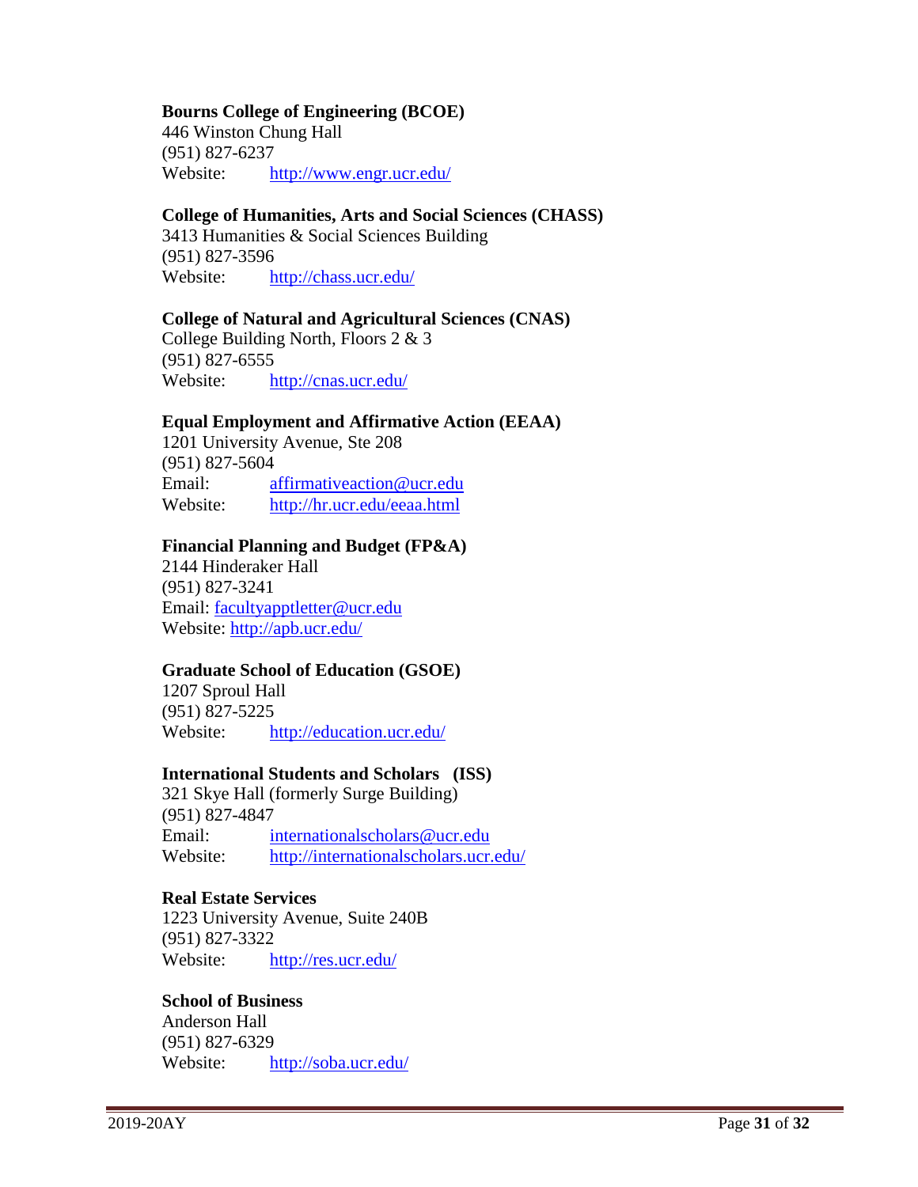**Bourns College of Engineering (BCOE)**
446 Winston Chung Hall
(951) 827-6237
Website: http://www.engr.ucr.edu/

**College of Humanities, Arts and Social Sciences (CHASS)**
3413 Humanities & Social Sciences Building
(951) 827-3596
Website: http://chass.ucr.edu/

**College of Natural and Agricultural Sciences (CNAS)**
College Building North, Floors 2 & 3
(951) 827-6555
Website: http://cnas.ucr.edu/

**Equal Employment and Affirmative Action (EEAA)**
1201 University Avenue, Ste 208
(951) 827-5604
Email: affirmativeaction@ucr.edu
Website: http://hr.ucr.edu/eeaa.html

**Financial Planning and Budget (FP&A)**
2144 Hinderaker Hall
(951) 827-3241
Email: facultyapptletter@ucr.edu
Website: http://apb.ucr.edu/

**Graduate School of Education (GSOE)**
1207 Sproul Hall
(951) 827-5225
Website: http://education.ucr.edu/

**International Students and Scholars (ISS)**
321 Skye Hall (formerly Surge Building)
(951) 827-4847
Email: internationalscholars@ucr.edu
Website: http://internationalscholars.ucr.edu/

**Real Estate Services**
1223 University Avenue, Suite 240B
(951) 827-3322
Website: http://res.ucr.edu/

**School of Business**
Anderson Hall
(951) 827-6329
Website: http://soba.ucr.edu/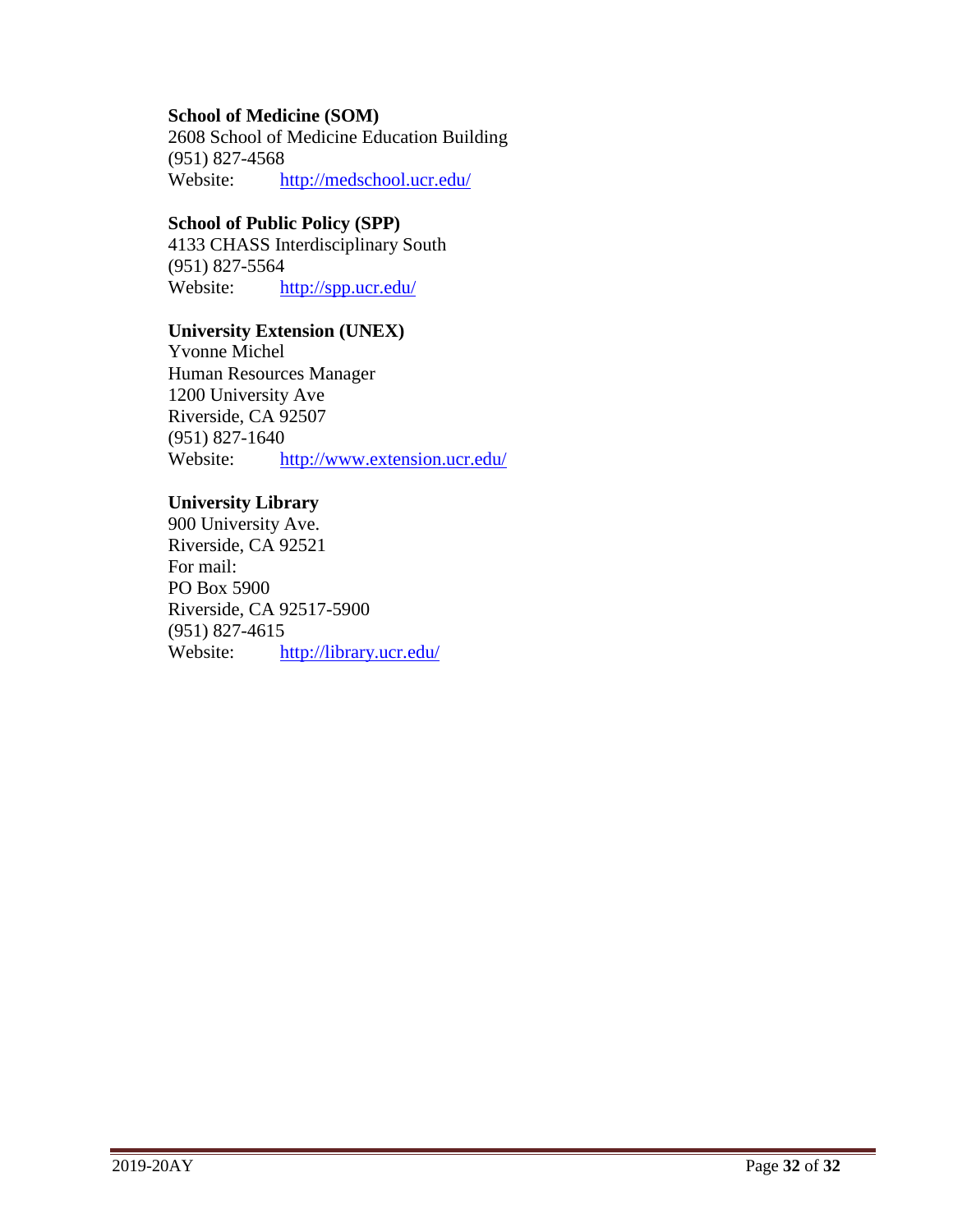**School of Medicine (SOM)**
2608 School of Medicine Education Building
(951) 827-4568
Website: http://medschool.ucr.edu/

**School of Public Policy (SPP)**
4133 CHASS Interdisciplinary South
(951) 827-5564
Website: http://spp.ucr.edu/

**University Extension (UNEX)**
Yvonne Michel
Human Resources Manager
1200 University Ave
Riverside, CA 92507
(951) 827-1640
Website: http://www.extension.ucr.edu/

**University Library**
900 University Ave.
Riverside, CA 92521
For mail:
PO Box 5900
Riverside, CA 92517-5900
(951) 827-4615
Website: http://library.ucr.edu/